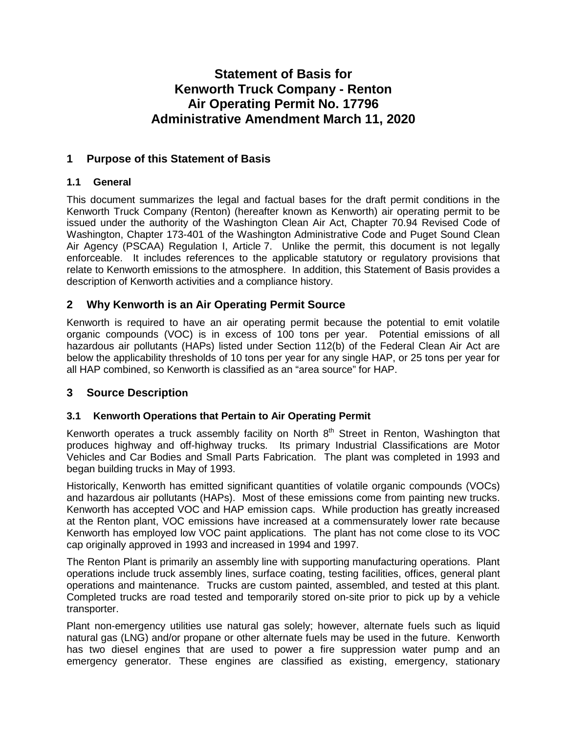# Statement of Basis for Kenworth Truck Company - Renton Air Operating Permit No. 17796 Administrative Amendment March 11, 2020

## 1 Purpose of this Statement of Basis

### 1.1 General

This document summarizes the legal and factual bases for the draft permit conditions in the Kenworth Truck Company (Renton) (hereafter known as Kenworth) air operating permit to be issued under the authority of the Washington Clean Air Act, Chapter 70.94 Revised Code of Washington, Chapter 173-401 of the Washington Administrative Code and Puget Sound Clean Air Agency (PSCAA) Regulation I, Article 7. Unlike the permit, this document is not legally enforceable. It includes references to the applicable statutory or regulatory provisions that relate to Kenworth emissions to the atmosphere. In addition, this Statement of Basis provides a description of Kenworth activities and a compliance history.

## 2 Why Kenworth is an Air Operating Permit Source

Kenworth is required to have an air operating permit because the potential to emit volatile organic compounds (VOC) is in excess of 100 tons per year. Potential emissions of all hazardous air pollutants (HAPs) listed under Section 112(b) of the Federal Clean Air Act are below the applicability thresholds of 10 tons per year for any single HAP, or 25 tons per year for all HAP combined, so Kenworth is classified as an "area source" for HAP.

## 3 Source Description

### 3.1 Kenworth Operations that Pertain to Air Operating Permit

Kenworth operates a truck assembly facility on North 8th Street in Renton, Washington that produces highway and off-highway trucks. Its primary Industrial Classifications are Motor Vehicles and Car Bodies and Small Parts Fabrication. The plant was completed in 1993 and began building trucks in May of 1993.

Historically, Kenworth has emitted significant quantities of volatile organic compounds (VOCs) and hazardous air pollutants (HAPs). Most of these emissions come from painting new trucks. Kenworth has accepted VOC and HAP emission caps. While production has greatly increased at the Renton plant, VOC emissions have increased at a commensurately lower rate because Kenworth has employed low VOC paint applications. The plant has not come close to its VOC cap originally approved in 1993 and increased in 1994 and 1997.

The Renton Plant is primarily an assembly line with supporting manufacturing operations. Plant operations include truck assembly lines, surface coating, testing facilities, offices, general plant operations and maintenance. Trucks are custom painted, assembled, and tested at this plant. Completed trucks are road tested and temporarily stored on-site prior to pick up by a vehicle transporter.

Plant non-emergency utilities use natural gas solely; however, alternate fuels such as liquid natural gas (LNG) and/or propane or other alternate fuels may be used in the future. Kenworth has two diesel engines that are used to power a fire suppression water pump and an emergency generator. These engines are classified as existing, emergency, stationary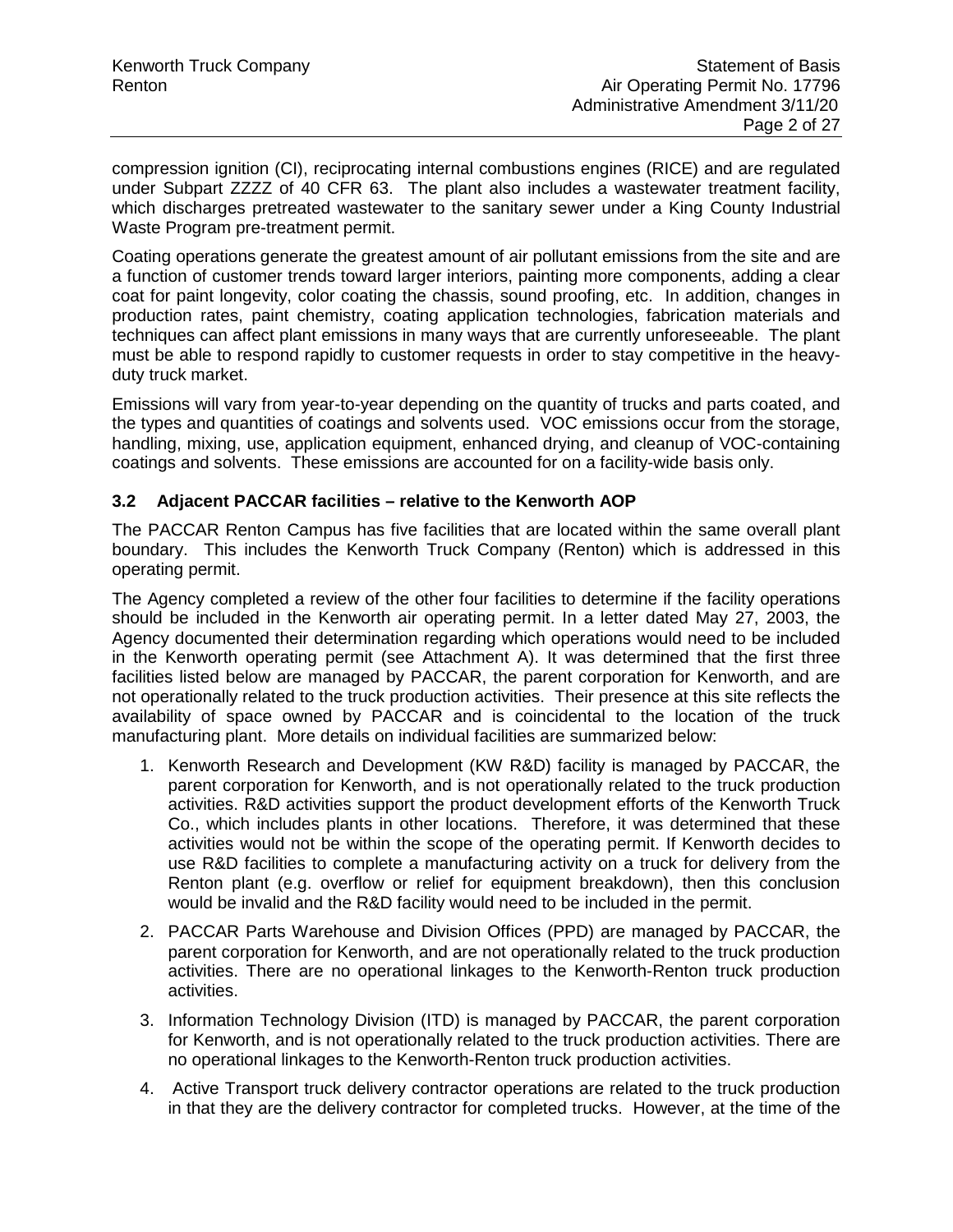compression ignition (CI), reciprocating internal combustions engines (RICE) and are regulated under Subpart ZZZZ of 40 CFR 63. The plant also includes a wastewater treatment facility, which discharges pretreated wastewater to the sanitary sewer under a King County Industrial Waste Program pre-treatment permit.

Coating operations generate the greatest amount of air pollutant emissions from the site and are a function of customer trends toward larger interiors, painting more components, adding a clear coat for paint longevity, color coating the chassis, sound proofing, etc. In addition, changes in production rates, paint chemistry, coating application technologies, fabrication materials and techniques can affect plant emissions in many ways that are currently unforeseeable. The plant must be able to respond rapidly to customer requests in order to stay competitive in the heavy-duty truck market.

Emissions will vary from year-to-year depending on the quantity of trucks and parts coated, and the types and quantities of coatings and solvents used. VOC emissions occur from the storage, handling, mixing, use, application equipment, enhanced drying, and cleanup of VOC-containing coatings and solvents. These emissions are accounted for on a facility-wide basis only.

### 3.2 Adjacent PACCAR facilities – relative to the Kenworth AOP

The PACCAR Renton Campus has five facilities that are located within the same overall plant boundary. This includes the Kenworth Truck Company (Renton) which is addressed in this operating permit.

The Agency completed a review of the other four facilities to determine if the facility operations should be included in the Kenworth air operating permit. In a letter dated May 27, 2003, the Agency documented their determination regarding which operations would need to be included in the Kenworth operating permit (see Attachment A). It was determined that the first three facilities listed below are managed by PACCAR, the parent corporation for Kenworth, and are not operationally related to the truck production activities. Their presence at this site reflects the availability of space owned by PACCAR and is coincidental to the location of the truck manufacturing plant. More details on individual facilities are summarized below:

1. Kenworth Research and Development (KW R&D) facility is managed by PACCAR, the parent corporation for Kenworth, and is not operationally related to the truck production activities. R&D activities support the product development efforts of the Kenworth Truck Co., which includes plants in other locations. Therefore, it was determined that these activities would not be within the scope of the operating permit. If Kenworth decides to use R&D facilities to complete a manufacturing activity on a truck for delivery from the Renton plant (e.g. overflow or relief for equipment breakdown), then this conclusion would be invalid and the R&D facility would need to be included in the permit.
2. PACCAR Parts Warehouse and Division Offices (PPD) are managed by PACCAR, the parent corporation for Kenworth, and are not operationally related to the truck production activities. There are no operational linkages to the Kenworth-Renton truck production activities.
3. Information Technology Division (ITD) is managed by PACCAR, the parent corporation for Kenworth, and is not operationally related to the truck production activities. There are no operational linkages to the Kenworth-Renton truck production activities.
4. Active Transport truck delivery contractor operations are related to the truck production in that they are the delivery contractor for completed trucks. However, at the time of the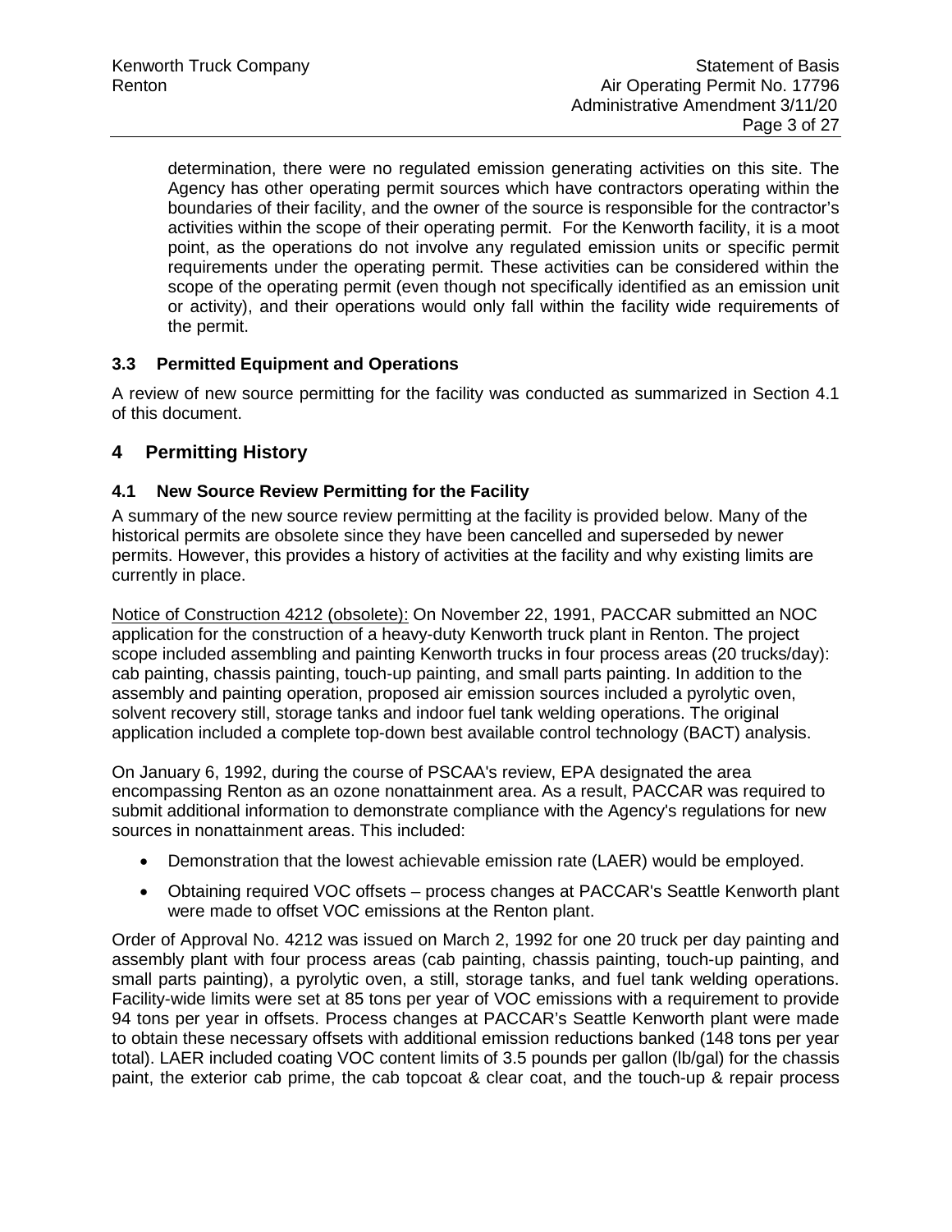determination, there were no regulated emission generating activities on this site. The Agency has other operating permit sources which have contractors operating within the boundaries of their facility, and the owner of the source is responsible for the contractor's activities within the scope of their operating permit. For the Kenworth facility, it is a moot point, as the operations do not involve any regulated emission units or specific permit requirements under the operating permit. These activities can be considered within the scope of the operating permit (even though not specifically identified as an emission unit or activity), and their operations would only fall within the facility wide requirements of the permit.

### 3.3 Permitted Equipment and Operations

A review of new source permitting for the facility was conducted as summarized in Section 4.1 of this document.

## 4 Permitting History

### 4.1 New Source Review Permitting for the Facility

A summary of the new source review permitting at the facility is provided below. Many of the historical permits are obsolete since they have been cancelled and superseded by newer permits. However, this provides a history of activities at the facility and why existing limits are currently in place.

Notice of Construction 4212 (obsolete): On November 22, 1991, PACCAR submitted an NOC application for the construction of a heavy-duty Kenworth truck plant in Renton. The project scope included assembling and painting Kenworth trucks in four process areas (20 trucks/day): cab painting, chassis painting, touch-up painting, and small parts painting. In addition to the assembly and painting operation, proposed air emission sources included a pyrolytic oven, solvent recovery still, storage tanks and indoor fuel tank welding operations. The original application included a complete top-down best available control technology (BACT) analysis.

On January 6, 1992, during the course of PSCAA's review, EPA designated the area encompassing Renton as an ozone nonattainment area. As a result, PACCAR was required to submit additional information to demonstrate compliance with the Agency's regulations for new sources in nonattainment areas. This included:

- Demonstration that the lowest achievable emission rate (LAER) would be employed.
- Obtaining required VOC offsets – process changes at PACCAR's Seattle Kenworth plant were made to offset VOC emissions at the Renton plant.

Order of Approval No. 4212 was issued on March 2, 1992 for one 20 truck per day painting and assembly plant with four process areas (cab painting, chassis painting, touch-up painting, and small parts painting), a pyrolytic oven, a still, storage tanks, and fuel tank welding operations. Facility-wide limits were set at 85 tons per year of VOC emissions with a requirement to provide 94 tons per year in offsets. Process changes at PACCAR's Seattle Kenworth plant were made to obtain these necessary offsets with additional emission reductions banked (148 tons per year total). LAER included coating VOC content limits of 3.5 pounds per gallon (lb/gal) for the chassis paint, the exterior cab prime, the cab topcoat & clear coat, and the touch-up & repair process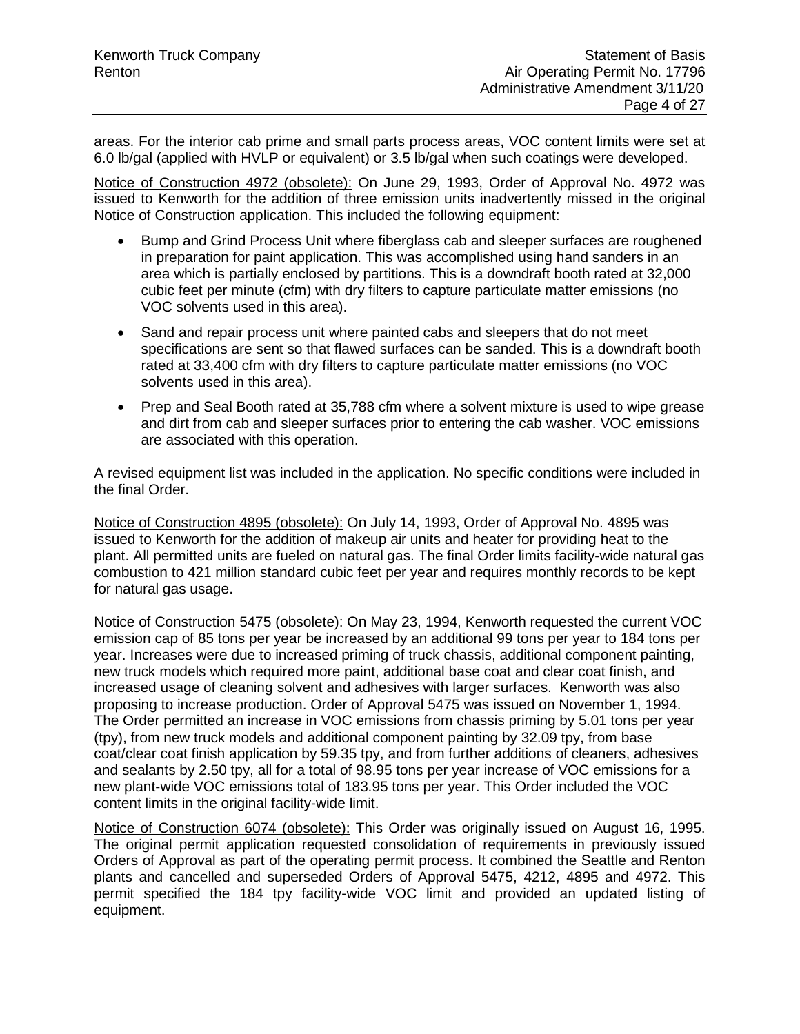areas. For the interior cab prime and small parts process areas, VOC content limits were set at 6.0 lb/gal (applied with HVLP or equivalent) or 3.5 lb/gal when such coatings were developed.

Notice of Construction 4972 (obsolete): On June 29, 1993, Order of Approval No. 4972 was issued to Kenworth for the addition of three emission units inadvertently missed in the original Notice of Construction application. This included the following equipment:

- Bump and Grind Process Unit where fiberglass cab and sleeper surfaces are roughened in preparation for paint application. This was accomplished using hand sanders in an area which is partially enclosed by partitions. This is a downdraft booth rated at 32,000 cubic feet per minute (cfm) with dry filters to capture particulate matter emissions (no VOC solvents used in this area).
- Sand and repair process unit where painted cabs and sleepers that do not meet specifications are sent so that flawed surfaces can be sanded. This is a downdraft booth rated at 33,400 cfm with dry filters to capture particulate matter emissions (no VOC solvents used in this area).
- Prep and Seal Booth rated at 35,788 cfm where a solvent mixture is used to wipe grease and dirt from cab and sleeper surfaces prior to entering the cab washer. VOC emissions are associated with this operation.

A revised equipment list was included in the application. No specific conditions were included in the final Order.

Notice of Construction 4895 (obsolete): On July 14, 1993, Order of Approval No. 4895 was issued to Kenworth for the addition of makeup air units and heater for providing heat to the plant. All permitted units are fueled on natural gas. The final Order limits facility-wide natural gas combustion to 421 million standard cubic feet per year and requires monthly records to be kept for natural gas usage.

Notice of Construction 5475 (obsolete): On May 23, 1994, Kenworth requested the current VOC emission cap of 85 tons per year be increased by an additional 99 tons per year to 184 tons per year. Increases were due to increased priming of truck chassis, additional component painting, new truck models which required more paint, additional base coat and clear coat finish, and increased usage of cleaning solvent and adhesives with larger surfaces. Kenworth was also proposing to increase production. Order of Approval 5475 was issued on November 1, 1994. The Order permitted an increase in VOC emissions from chassis priming by 5.01 tons per year (tpy), from new truck models and additional component painting by 32.09 tpy, from base coat/clear coat finish application by 59.35 tpy, and from further additions of cleaners, adhesives and sealants by 2.50 tpy, all for a total of 98.95 tons per year increase of VOC emissions for a new plant-wide VOC emissions total of 183.95 tons per year. This Order included the VOC content limits in the original facility-wide limit.

Notice of Construction 6074 (obsolete): This Order was originally issued on August 16, 1995. The original permit application requested consolidation of requirements in previously issued Orders of Approval as part of the operating permit process. It combined the Seattle and Renton plants and cancelled and superseded Orders of Approval 5475, 4212, 4895 and 4972. This permit specified the 184 tpy facility-wide VOC limit and provided an updated listing of equipment.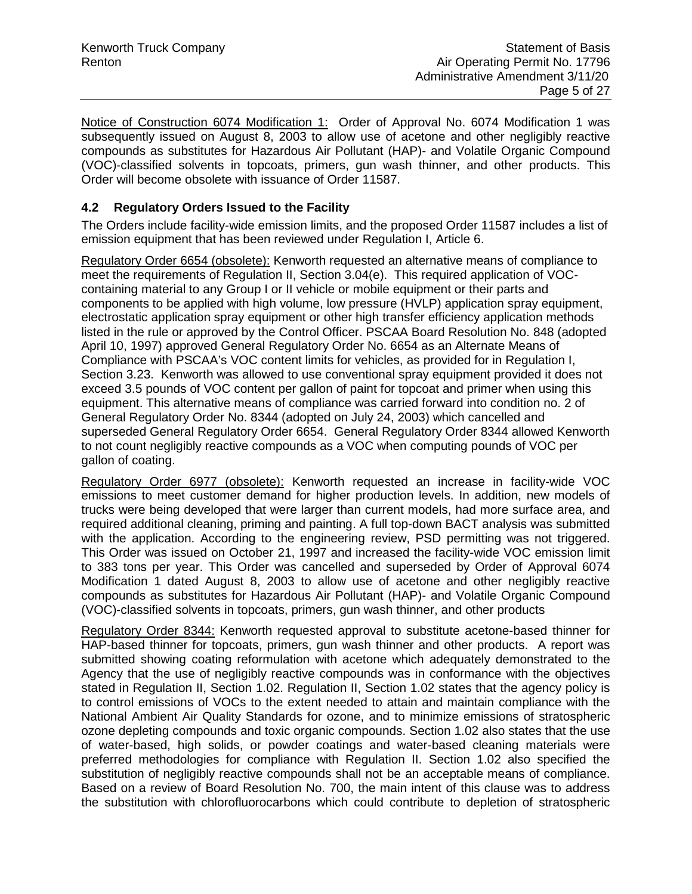Notice of Construction 6074 Modification 1: Order of Approval No. 6074 Modification 1 was subsequently issued on August 8, 2003 to allow use of acetone and other negligibly reactive compounds as substitutes for Hazardous Air Pollutant (HAP)- and Volatile Organic Compound (VOC)-classified solvents in topcoats, primers, gun wash thinner, and other products. This Order will become obsolete with issuance of Order 11587.

### 4.2 Regulatory Orders Issued to the Facility

The Orders include facility-wide emission limits, and the proposed Order 11587 includes a list of emission equipment that has been reviewed under Regulation I, Article 6.

Regulatory Order 6654 (obsolete): Kenworth requested an alternative means of compliance to meet the requirements of Regulation II, Section 3.04(e). This required application of VOC-containing material to any Group I or II vehicle or mobile equipment or their parts and components to be applied with high volume, low pressure (HVLP) application spray equipment, electrostatic application spray equipment or other high transfer efficiency application methods listed in the rule or approved by the Control Officer. PSCAA Board Resolution No. 848 (adopted April 10, 1997) approved General Regulatory Order No. 6654 as an Alternate Means of Compliance with PSCAA's VOC content limits for vehicles, as provided for in Regulation I, Section 3.23. Kenworth was allowed to use conventional spray equipment provided it does not exceed 3.5 pounds of VOC content per gallon of paint for topcoat and primer when using this equipment. This alternative means of compliance was carried forward into condition no. 2 of General Regulatory Order No. 8344 (adopted on July 24, 2003) which cancelled and superseded General Regulatory Order 6654. General Regulatory Order 8344 allowed Kenworth to not count negligibly reactive compounds as a VOC when computing pounds of VOC per gallon of coating.

Regulatory Order 6977 (obsolete): Kenworth requested an increase in facility-wide VOC emissions to meet customer demand for higher production levels. In addition, new models of trucks were being developed that were larger than current models, had more surface area, and required additional cleaning, priming and painting. A full top-down BACT analysis was submitted with the application. According to the engineering review, PSD permitting was not triggered. This Order was issued on October 21, 1997 and increased the facility-wide VOC emission limit to 383 tons per year. This Order was cancelled and superseded by Order of Approval 6074 Modification 1 dated August 8, 2003 to allow use of acetone and other negligibly reactive compounds as substitutes for Hazardous Air Pollutant (HAP)- and Volatile Organic Compound (VOC)-classified solvents in topcoats, primers, gun wash thinner, and other products

Regulatory Order 8344: Kenworth requested approval to substitute acetone-based thinner for HAP-based thinner for topcoats, primers, gun wash thinner and other products. A report was submitted showing coating reformulation with acetone which adequately demonstrated to the Agency that the use of negligibly reactive compounds was in conformance with the objectives stated in Regulation II, Section 1.02. Regulation II, Section 1.02 states that the agency policy is to control emissions of VOCs to the extent needed to attain and maintain compliance with the National Ambient Air Quality Standards for ozone, and to minimize emissions of stratospheric ozone depleting compounds and toxic organic compounds. Section 1.02 also states that the use of water-based, high solids, or powder coatings and water-based cleaning materials were preferred methodologies for compliance with Regulation II. Section 1.02 also specified the substitution of negligibly reactive compounds shall not be an acceptable means of compliance. Based on a review of Board Resolution No. 700, the main intent of this clause was to address the substitution with chlorofluorocarbons which could contribute to depletion of stratospheric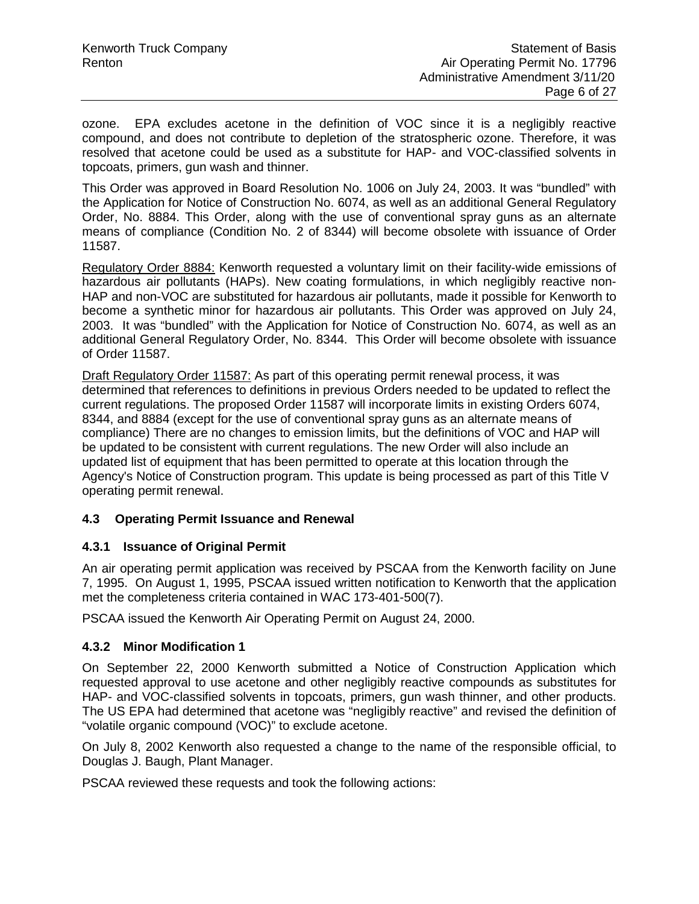ozone. EPA excludes acetone in the definition of VOC since it is a negligibly reactive compound, and does not contribute to depletion of the stratospheric ozone. Therefore, it was resolved that acetone could be used as a substitute for HAP- and VOC-classified solvents in topcoats, primers, gun wash and thinner.

This Order was approved in Board Resolution No. 1006 on July 24, 2003. It was "bundled" with the Application for Notice of Construction No. 6074, as well as an additional General Regulatory Order, No. 8884. This Order, along with the use of conventional spray guns as an alternate means of compliance (Condition No. 2 of 8344) will become obsolete with issuance of Order 11587.

Regulatory Order 8884: Kenworth requested a voluntary limit on their facility-wide emissions of hazardous air pollutants (HAPs). New coating formulations, in which negligibly reactive non-HAP and non-VOC are substituted for hazardous air pollutants, made it possible for Kenworth to become a synthetic minor for hazardous air pollutants. This Order was approved on July 24, 2003. It was "bundled" with the Application for Notice of Construction No. 6074, as well as an additional General Regulatory Order, No. 8344. This Order will become obsolete with issuance of Order 11587.

Draft Regulatory Order 11587: As part of this operating permit renewal process, it was determined that references to definitions in previous Orders needed to be updated to reflect the current regulations. The proposed Order 11587 will incorporate limits in existing Orders 6074, 8344, and 8884 (except for the use of conventional spray guns as an alternate means of compliance) There are no changes to emission limits, but the definitions of VOC and HAP will be updated to be consistent with current regulations. The new Order will also include an updated list of equipment that has been permitted to operate at this location through the Agency's Notice of Construction program. This update is being processed as part of this Title V operating permit renewal.

### 4.3 Operating Permit Issuance and Renewal

#### 4.3.1 Issuance of Original Permit

An air operating permit application was received by PSCAA from the Kenworth facility on June 7, 1995. On August 1, 1995, PSCAA issued written notification to Kenworth that the application met the completeness criteria contained in WAC 173-401-500(7).

PSCAA issued the Kenworth Air Operating Permit on August 24, 2000.

#### 4.3.2 Minor Modification 1

On September 22, 2000 Kenworth submitted a Notice of Construction Application which requested approval to use acetone and other negligibly reactive compounds as substitutes for HAP- and VOC-classified solvents in topcoats, primers, gun wash thinner, and other products. The US EPA had determined that acetone was "negligibly reactive" and revised the definition of "volatile organic compound (VOC)" to exclude acetone.

On July 8, 2002 Kenworth also requested a change to the name of the responsible official, to Douglas J. Baugh, Plant Manager.

PSCAA reviewed these requests and took the following actions: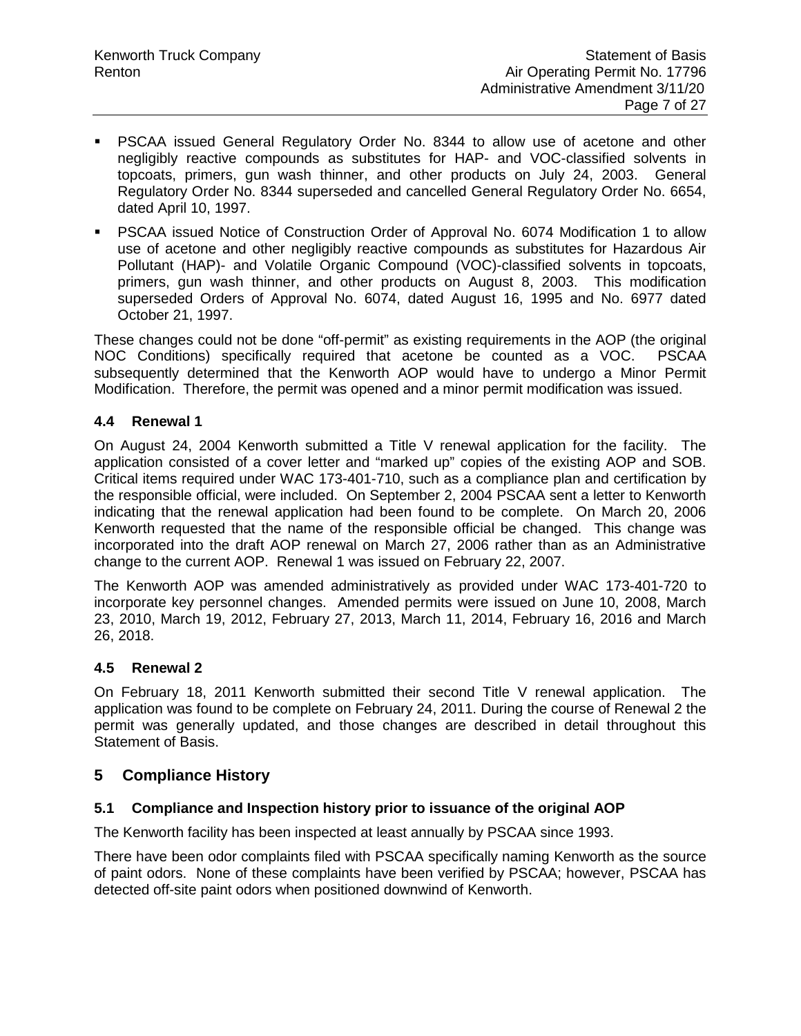- PSCAA issued General Regulatory Order No. 8344 to allow use of acetone and other negligibly reactive compounds as substitutes for HAP- and VOC-classified solvents in topcoats, primers, gun wash thinner, and other products on July 24, 2003. General Regulatory Order No. 8344 superseded and cancelled General Regulatory Order No. 6654, dated April 10, 1997.
- PSCAA issued Notice of Construction Order of Approval No. 6074 Modification 1 to allow use of acetone and other negligibly reactive compounds as substitutes for Hazardous Air Pollutant (HAP)- and Volatile Organic Compound (VOC)-classified solvents in topcoats, primers, gun wash thinner, and other products on August 8, 2003. This modification superseded Orders of Approval No. 6074, dated August 16, 1995 and No. 6977 dated October 21, 1997.

These changes could not be done "off-permit" as existing requirements in the AOP (the original NOC Conditions) specifically required that acetone be counted as a VOC. PSCAA subsequently determined that the Kenworth AOP would have to undergo a Minor Permit Modification. Therefore, the permit was opened and a minor permit modification was issued.

### 4.4 Renewal 1

On August 24, 2004 Kenworth submitted a Title V renewal application for the facility. The application consisted of a cover letter and "marked up" copies of the existing AOP and SOB. Critical items required under WAC 173-401-710, such as a compliance plan and certification by the responsible official, were included. On September 2, 2004 PSCAA sent a letter to Kenworth indicating that the renewal application had been found to be complete. On March 20, 2006 Kenworth requested that the name of the responsible official be changed. This change was incorporated into the draft AOP renewal on March 27, 2006 rather than as an Administrative change to the current AOP. Renewal 1 was issued on February 22, 2007.

The Kenworth AOP was amended administratively as provided under WAC 173-401-720 to incorporate key personnel changes. Amended permits were issued on June 10, 2008, March 23, 2010, March 19, 2012, February 27, 2013, March 11, 2014, February 16, 2016 and March 26, 2018.

### 4.5 Renewal 2

On February 18, 2011 Kenworth submitted their second Title V renewal application. The application was found to be complete on February 24, 2011. During the course of Renewal 2 the permit was generally updated, and those changes are described in detail throughout this Statement of Basis.

## 5 Compliance History

### 5.1 Compliance and Inspection history prior to issuance of the original AOP

The Kenworth facility has been inspected at least annually by PSCAA since 1993.

There have been odor complaints filed with PSCAA specifically naming Kenworth as the source of paint odors. None of these complaints have been verified by PSCAA; however, PSCAA has detected off-site paint odors when positioned downwind of Kenworth.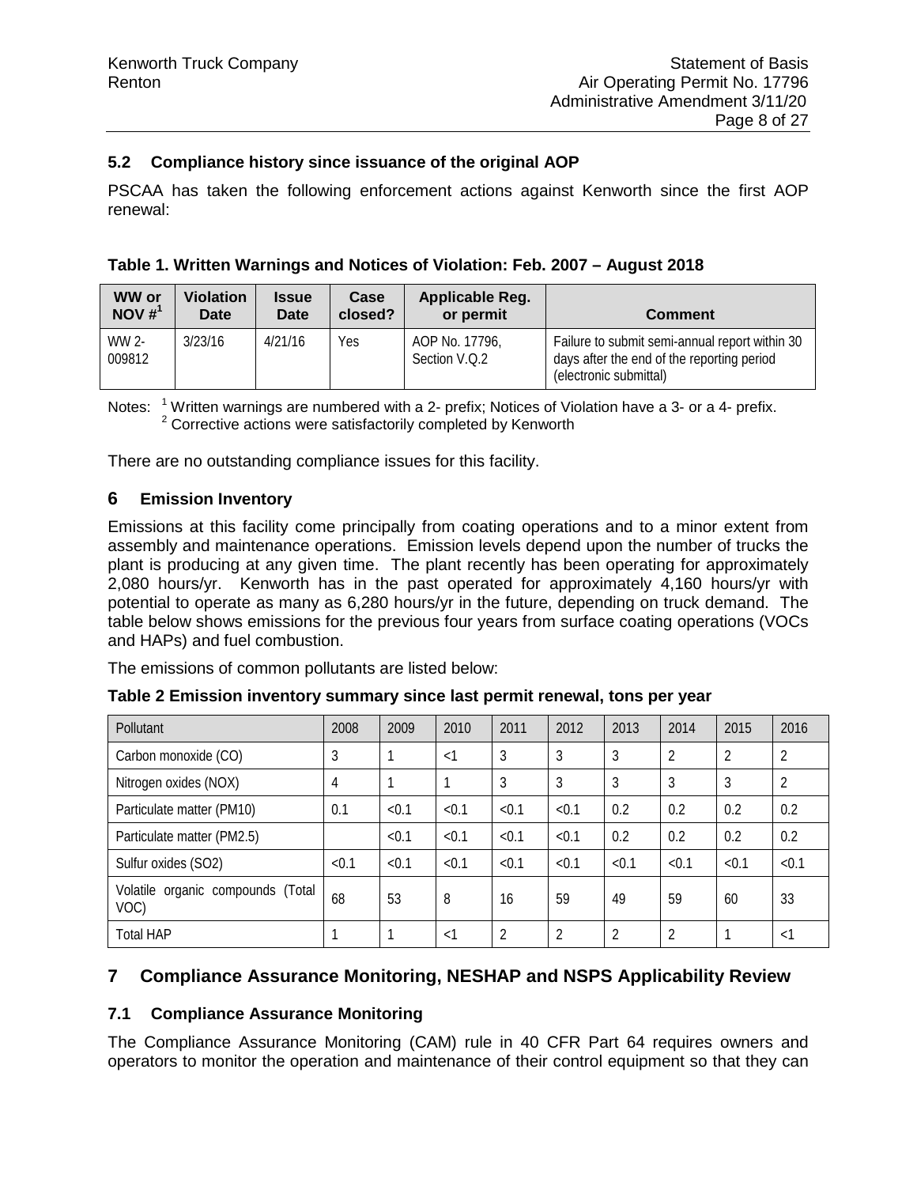### 5.2 Compliance history since issuance of the original AOP

PSCAA has taken the following enforcement actions against Kenworth since the first AOP renewal:

**Table 1. Written Warnings and Notices of Violation: Feb. 2007 – August 2018**

| WW or NOV #[1] | Violation Date | Issue Date | Case closed? | Applicable Reg. or permit | Comment |
|---|---|---|---|---|---|
| WW 2-009812 | 3/23/16 | 4/21/16 | Yes | AOP No. 17796, Section V.Q.2 | Failure to submit semi-annual report within 30 days after the end of the reporting period (electronic submittal) |

Notes: [1] Written warnings are numbered with a 2- prefix; Notices of Violation have a 3- or a 4- prefix.
[2] Corrective actions were satisfactorily completed by Kenworth

There are no outstanding compliance issues for this facility.

## 6 Emission Inventory

Emissions at this facility come principally from coating operations and to a minor extent from assembly and maintenance operations. Emission levels depend upon the number of trucks the plant is producing at any given time. The plant recently has been operating for approximately 2,080 hours/yr. Kenworth has in the past operated for approximately 4,160 hours/yr with potential to operate as many as 6,280 hours/yr in the future, depending on truck demand. The table below shows emissions for the previous four years from surface coating operations (VOCs and HAPs) and fuel combustion.

The emissions of common pollutants are listed below:

**Table 2 Emission inventory summary since last permit renewal, tons per year**

| Pollutant | 2008 | 2009 | 2010 | 2011 | 2012 | 2013 | 2014 | 2015 | 2016 |
|---|---|---|---|---|---|---|---|---|---|
| Carbon monoxide (CO) | 3 | 1 | <1 | 3 | 3 | 3 | 2 | 2 | 2 |
| Nitrogen oxides (NOX) | 4 | 1 | 1 | 3 | 3 | 3 | 3 | 3 | 2 |
| Particulate matter (PM10) | 0.1 | <0.1 | <0.1 | <0.1 | <0.1 | 0.2 | 0.2 | 0.2 | 0.2 |
| Particulate matter (PM2.5) | | <0.1 | <0.1 | <0.1 | <0.1 | 0.2 | 0.2 | 0.2 | 0.2 |
| Sulfur oxides (SO2) | <0.1 | <0.1 | <0.1 | <0.1 | <0.1 | <0.1 | <0.1 | <0.1 | <0.1 |
| Volatile organic compounds (Total VOC) | 68 | 53 | 8 | 16 | 59 | 49 | 59 | 60 | 33 |
| Total HAP | 1 | 1 | <1 | 2 | 2 | 2 | 2 | 1 | <1 |

## 7 Compliance Assurance Monitoring, NESHAP and NSPS Applicability Review

### 7.1 Compliance Assurance Monitoring

The Compliance Assurance Monitoring (CAM) rule in 40 CFR Part 64 requires owners and operators to monitor the operation and maintenance of their control equipment so that they can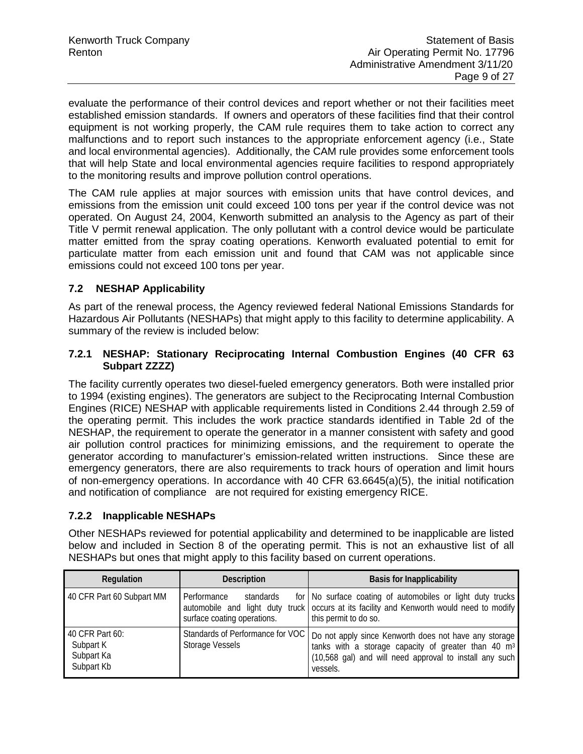evaluate the performance of their control devices and report whether or not their facilities meet established emission standards. If owners and operators of these facilities find that their control equipment is not working properly, the CAM rule requires them to take action to correct any malfunctions and to report such instances to the appropriate enforcement agency (i.e., State and local environmental agencies). Additionally, the CAM rule provides some enforcement tools that will help State and local environmental agencies require facilities to respond appropriately to the monitoring results and improve pollution control operations.

The CAM rule applies at major sources with emission units that have control devices, and emissions from the emission unit could exceed 100 tons per year if the control device was not operated. On August 24, 2004, Kenworth submitted an analysis to the Agency as part of their Title V permit renewal application. The only pollutant with a control device would be particulate matter emitted from the spray coating operations. Kenworth evaluated potential to emit for particulate matter from each emission unit and found that CAM was not applicable since emissions could not exceed 100 tons per year.

## 7.2 NESHAP Applicability

As part of the renewal process, the Agency reviewed federal National Emissions Standards for Hazardous Air Pollutants (NESHAPs) that might apply to this facility to determine applicability. A summary of the review is included below:

### 7.2.1 NESHAP: Stationary Reciprocating Internal Combustion Engines (40 CFR 63 Subpart ZZZZ)

The facility currently operates two diesel-fueled emergency generators. Both were installed prior to 1994 (existing engines). The generators are subject to the Reciprocating Internal Combustion Engines (RICE) NESHAP with applicable requirements listed in Conditions 2.44 through 2.59 of the operating permit. This includes the work practice standards identified in Table 2d of the NESHAP, the requirement to operate the generator in a manner consistent with safety and good air pollution control practices for minimizing emissions, and the requirement to operate the generator according to manufacturer's emission-related written instructions. Since these are emergency generators, there are also requirements to track hours of operation and limit hours of non-emergency operations. In accordance with 40 CFR 63.6645(a)(5), the initial notification and notification of compliance are not required for existing emergency RICE.

### 7.2.2 Inapplicable NESHAPs

Other NESHAPs reviewed for potential applicability and determined to be inapplicable are listed below and included in Section 8 of the operating permit. This is not an exhaustive list of all NESHAPs but ones that might apply to this facility based on current operations.

| Regulation | Description | Basis for Inapplicability |
|---|---|---|
| 40 CFR Part 60 Subpart MM | Performance standards for automobile and light duty truck surface coating operations. | No surface coating of automobiles or light duty trucks occurs at its facility and Kenworth would need to modify this permit to do so. |
| 40 CFR Part 60: Subpart K Subpart Ka Subpart Kb | Standards of Performance for VOC Storage Vessels | Do not apply since Kenworth does not have any storage tanks with a storage capacity of greater than 40 $m^3$ (10,568 gal) and will need approval to install any such vessels. |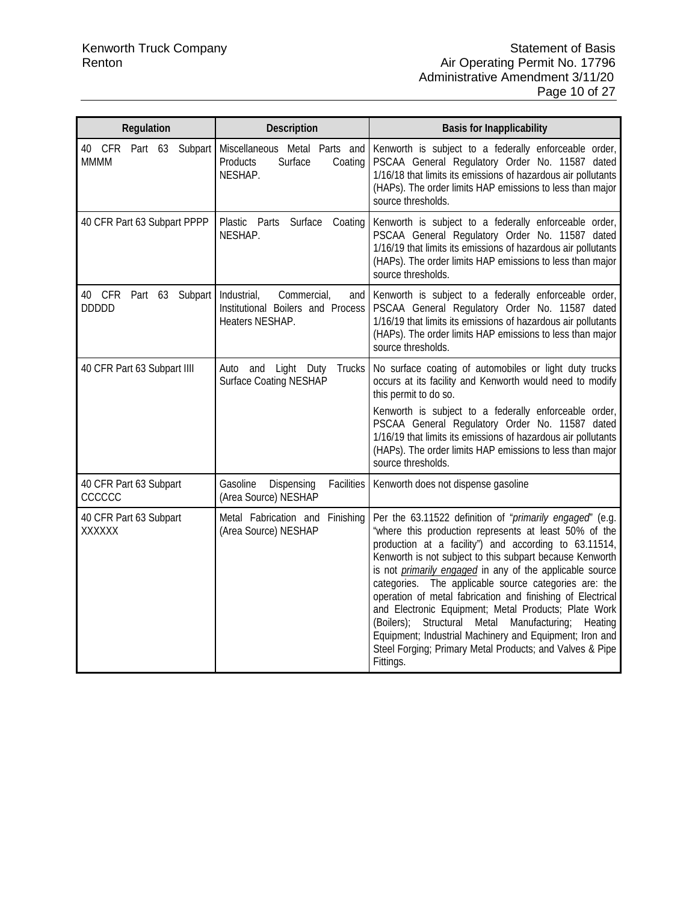| Regulation | Description | Basis for Inapplicability |
|---|---|---|
| 40 CFR Part 63 Subpart MMMM | Miscellaneous Metal Parts and Products Surface Coating NESHAP. | Kenworth is subject to a federally enforceable order, PSCAA General Regulatory Order No. 11587 dated 1/16/18 that limits its emissions of hazardous air pollutants (HAPs). The order limits HAP emissions to less than major source thresholds. |
| 40 CFR Part 63 Subpart PPPP | Plastic Parts Surface Coating NESHAP. | Kenworth is subject to a federally enforceable order, PSCAA General Regulatory Order No. 11587 dated 1/16/19 that limits its emissions of hazardous air pollutants (HAPs). The order limits HAP emissions to less than major source thresholds. |
| 40 CFR Part 63 Subpart DDDDD | Industrial, Commercial, and Institutional Boilers and Process Heaters NESHAP. | Kenworth is subject to a federally enforceable order, PSCAA General Regulatory Order No. 11587 dated 1/16/19 that limits its emissions of hazardous air pollutants (HAPs). The order limits HAP emissions to less than major source thresholds. |
| 40 CFR Part 63 Subpart IIII | Auto and Light Duty Trucks Surface Coating NESHAP | No surface coating of automobiles or light duty trucks occurs at its facility and Kenworth would need to modify this permit to do so.<br><br>Kenworth is subject to a federally enforceable order, PSCAA General Regulatory Order No. 11587 dated 1/16/19 that limits its emissions of hazardous air pollutants (HAPs). The order limits HAP emissions to less than major source thresholds. |
| 40 CFR Part 63 Subpart CCCCCC | Gasoline Dispensing Facilities (Area Source) NESHAP | Kenworth does not dispense gasoline |
| 40 CFR Part 63 Subpart XXXXXX | Metal Fabrication and Finishing (Area Source) NESHAP | Per the 63.11522 definition of "*primarily engaged*" (e.g. "where this production represents at least 50% of the production at a facility") and according to 63.11514, Kenworth is not subject to this subpart because Kenworth is not ***primarily engaged*** in any of the applicable source categories. The applicable source categories are: the operation of metal fabrication and finishing of Electrical and Electronic Equipment; Metal Products; Plate Work (Boilers); Structural Metal Manufacturing; Heating Equipment; Industrial Machinery and Equipment; Iron and Steel Forging; Primary Metal Products; and Valves & Pipe Fittings. |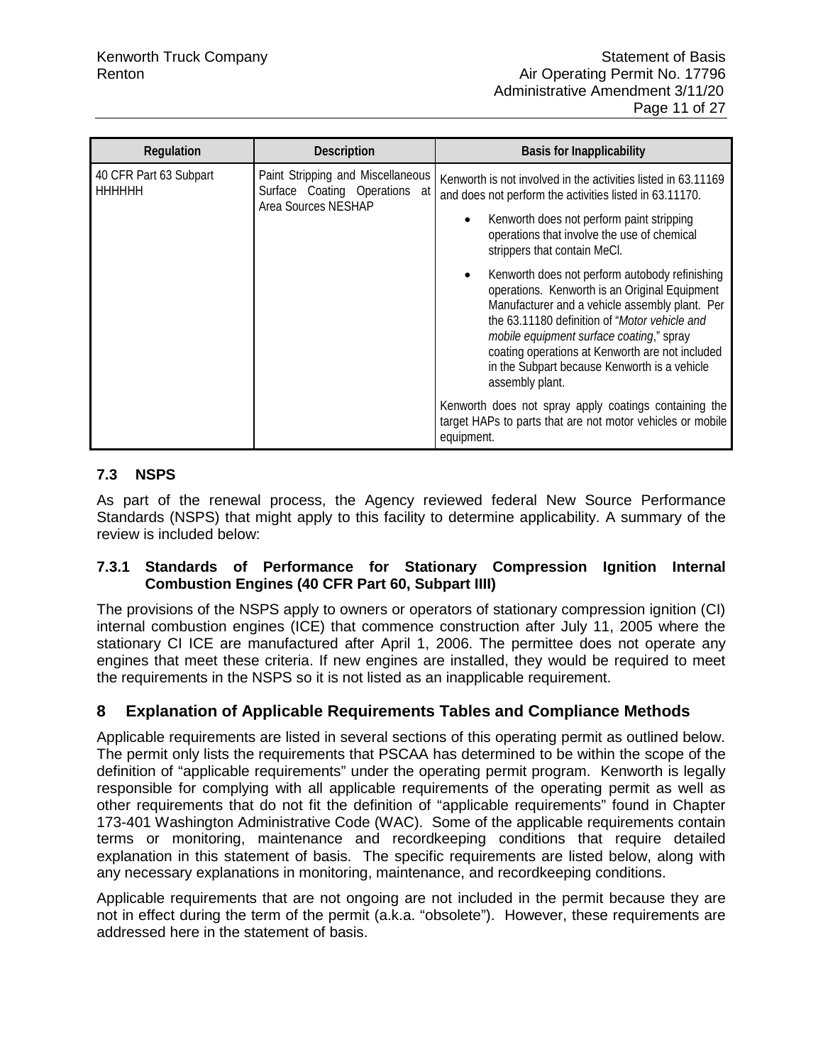| Regulation | Description | Basis for Inapplicability |
|---|---|---|
| 40 CFR Part 63 Subpart HHHHHH | Paint Stripping and Miscellaneous Surface Coating Operations at Area Sources NESHAP | Kenworth is not involved in the activities listed in 63.11169 and does not perform the activities listed in 63.11170.<br>• Kenworth does not perform paint stripping operations that involve the use of chemical strippers that contain MeCl.<br>• Kenworth does not perform autobody refinishing operations. Kenworth is an Original Equipment Manufacturer and a vehicle assembly plant. Per the 63.11180 definition of "*Motor vehicle and mobile equipment surface coating*," spray coating operations at Kenworth are not included in the Subpart because Kenworth is a vehicle assembly plant.<br>Kenworth does not spray apply coatings containing the target HAPs to parts that are not motor vehicles or mobile equipment. |

### 7.3 NSPS

As part of the renewal process, the Agency reviewed federal New Source Performance Standards (NSPS) that might apply to this facility to determine applicability. A summary of the review is included below:

#### 7.3.1 Standards of Performance for Stationary Compression Ignition Internal Combustion Engines (40 CFR Part 60, Subpart IIII)

The provisions of the NSPS apply to owners or operators of stationary compression ignition (CI) internal combustion engines (ICE) that commence construction after July 11, 2005 where the stationary CI ICE are manufactured after April 1, 2006. The permittee does not operate any engines that meet these criteria. If new engines are installed, they would be required to meet the requirements in the NSPS so it is not listed as an inapplicable requirement.

## 8 Explanation of Applicable Requirements Tables and Compliance Methods

Applicable requirements are listed in several sections of this operating permit as outlined below. The permit only lists the requirements that PSCAA has determined to be within the scope of the definition of "applicable requirements" under the operating permit program. Kenworth is legally responsible for complying with all applicable requirements of the operating permit as well as other requirements that do not fit the definition of "applicable requirements" found in Chapter 173-401 Washington Administrative Code (WAC). Some of the applicable requirements contain terms or monitoring, maintenance and recordkeeping conditions that require detailed explanation in this statement of basis. The specific requirements are listed below, along with any necessary explanations in monitoring, maintenance, and recordkeeping conditions.

Applicable requirements that are not ongoing are not included in the permit because they are not in effect during the term of the permit (a.k.a. "obsolete"). However, these requirements are addressed here in the statement of basis.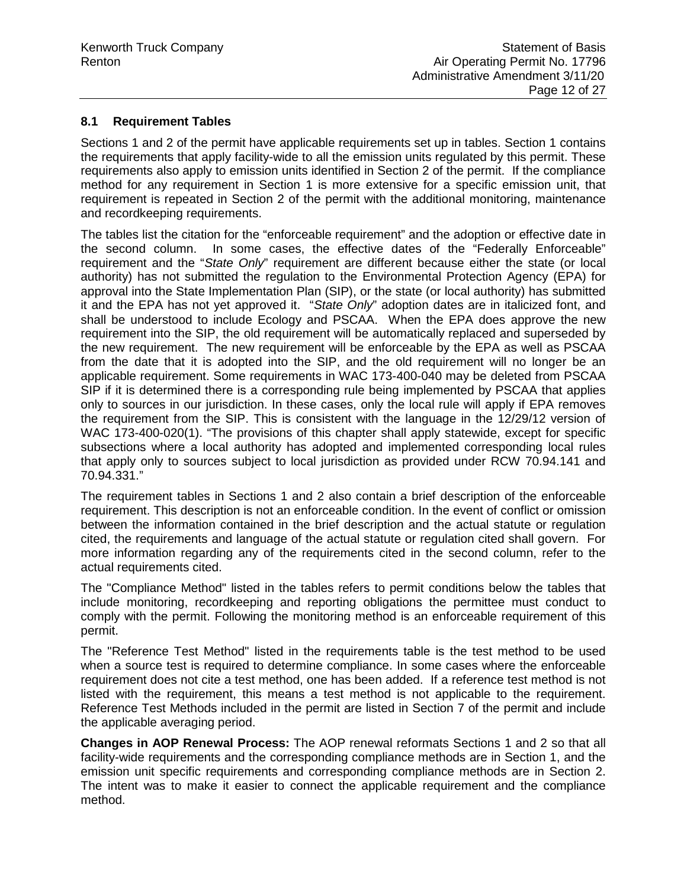### 8.1 Requirement Tables

Sections 1 and 2 of the permit have applicable requirements set up in tables. Section 1 contains the requirements that apply facility-wide to all the emission units regulated by this permit. These requirements also apply to emission units identified in Section 2 of the permit. If the compliance method for any requirement in Section 1 is more extensive for a specific emission unit, that requirement is repeated in Section 2 of the permit with the additional monitoring, maintenance and recordkeeping requirements.

The tables list the citation for the "enforceable requirement" and the adoption or effective date in the second column. In some cases, the effective dates of the "Federally Enforceable" requirement and the "*State Only*" requirement are different because either the state (or local authority) has not submitted the regulation to the Environmental Protection Agency (EPA) for approval into the State Implementation Plan (SIP), or the state (or local authority) has submitted it and the EPA has not yet approved it. "*State Only*" adoption dates are in italicized font, and shall be understood to include Ecology and PSCAA. When the EPA does approve the new requirement into the SIP, the old requirement will be automatically replaced and superseded by the new requirement. The new requirement will be enforceable by the EPA as well as PSCAA from the date that it is adopted into the SIP, and the old requirement will no longer be an applicable requirement. Some requirements in WAC 173-400-040 may be deleted from PSCAA SIP if it is determined there is a corresponding rule being implemented by PSCAA that applies only to sources in our jurisdiction. In these cases, only the local rule will apply if EPA removes the requirement from the SIP. This is consistent with the language in the 12/29/12 version of WAC 173-400-020(1). "The provisions of this chapter shall apply statewide, except for specific subsections where a local authority has adopted and implemented corresponding local rules that apply only to sources subject to local jurisdiction as provided under RCW 70.94.141 and 70.94.331."

The requirement tables in Sections 1 and 2 also contain a brief description of the enforceable requirement. This description is not an enforceable condition. In the event of conflict or omission between the information contained in the brief description and the actual statute or regulation cited, the requirements and language of the actual statute or regulation cited shall govern. For more information regarding any of the requirements cited in the second column, refer to the actual requirements cited.

The "Compliance Method" listed in the tables refers to permit conditions below the tables that include monitoring, recordkeeping and reporting obligations the permittee must conduct to comply with the permit. Following the monitoring method is an enforceable requirement of this permit.

The "Reference Test Method" listed in the requirements table is the test method to be used when a source test is required to determine compliance. In some cases where the enforceable requirement does not cite a test method, one has been added. If a reference test method is not listed with the requirement, this means a test method is not applicable to the requirement. Reference Test Methods included in the permit are listed in Section 7 of the permit and include the applicable averaging period.

**Changes in AOP Renewal Process:** The AOP renewal reformats Sections 1 and 2 so that all facility-wide requirements and the corresponding compliance methods are in Section 1, and the emission unit specific requirements and corresponding compliance methods are in Section 2. The intent was to make it easier to connect the applicable requirement and the compliance method.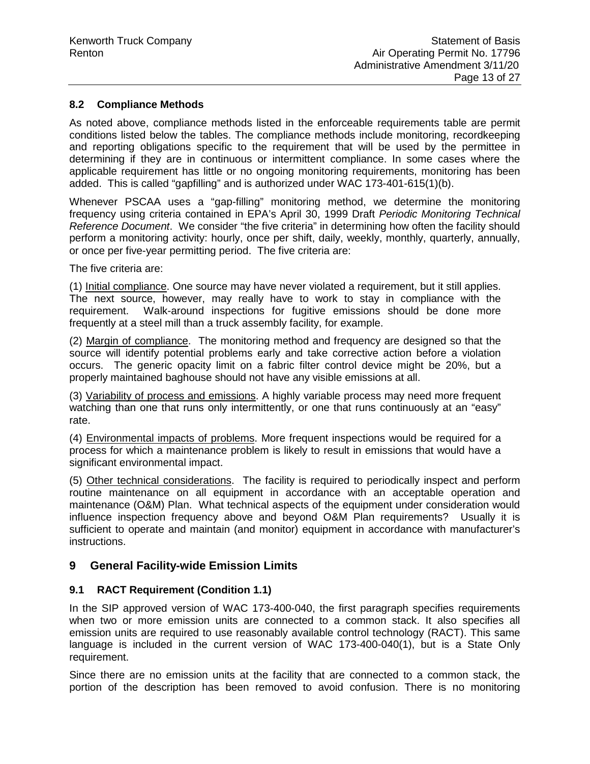### 8.2 Compliance Methods

As noted above, compliance methods listed in the enforceable requirements table are permit conditions listed below the tables. The compliance methods include monitoring, recordkeeping and reporting obligations specific to the requirement that will be used by the permittee in determining if they are in continuous or intermittent compliance. In some cases where the applicable requirement has little or no ongoing monitoring requirements, monitoring has been added. This is called "gapfilling" and is authorized under WAC 173-401-615(1)(b).

Whenever PSCAA uses a "gap-filling" monitoring method, we determine the monitoring frequency using criteria contained in EPA's April 30, 1999 Draft *Periodic Monitoring Technical Reference Document*. We consider "the five criteria" in determining how often the facility should perform a monitoring activity: hourly, once per shift, daily, weekly, monthly, quarterly, annually, or once per five-year permitting period. The five criteria are:

The five criteria are:

(1) Initial compliance. One source may have never violated a requirement, but it still applies. The next source, however, may really have to work to stay in compliance with the requirement. Walk-around inspections for fugitive emissions should be done more frequently at a steel mill than a truck assembly facility, for example.

(2) Margin of compliance. The monitoring method and frequency are designed so that the source will identify potential problems early and take corrective action before a violation occurs. The generic opacity limit on a fabric filter control device might be 20%, but a properly maintained baghouse should not have any visible emissions at all.

(3) Variability of process and emissions. A highly variable process may need more frequent watching than one that runs only intermittently, or one that runs continuously at an "easy" rate.

(4) Environmental impacts of problems. More frequent inspections would be required for a process for which a maintenance problem is likely to result in emissions that would have a significant environmental impact.

(5) Other technical considerations. The facility is required to periodically inspect and perform routine maintenance on all equipment in accordance with an acceptable operation and maintenance (O&M) Plan. What technical aspects of the equipment under consideration would influence inspection frequency above and beyond O&M Plan requirements? Usually it is sufficient to operate and maintain (and monitor) equipment in accordance with manufacturer's instructions.

## 9 General Facility-wide Emission Limits

### 9.1 RACT Requirement (Condition 1.1)

In the SIP approved version of WAC 173-400-040, the first paragraph specifies requirements when two or more emission units are connected to a common stack. It also specifies all emission units are required to use reasonably available control technology (RACT). This same language is included in the current version of WAC 173-400-040(1), but is a State Only requirement.

Since there are no emission units at the facility that are connected to a common stack, the portion of the description has been removed to avoid confusion. There is no monitoring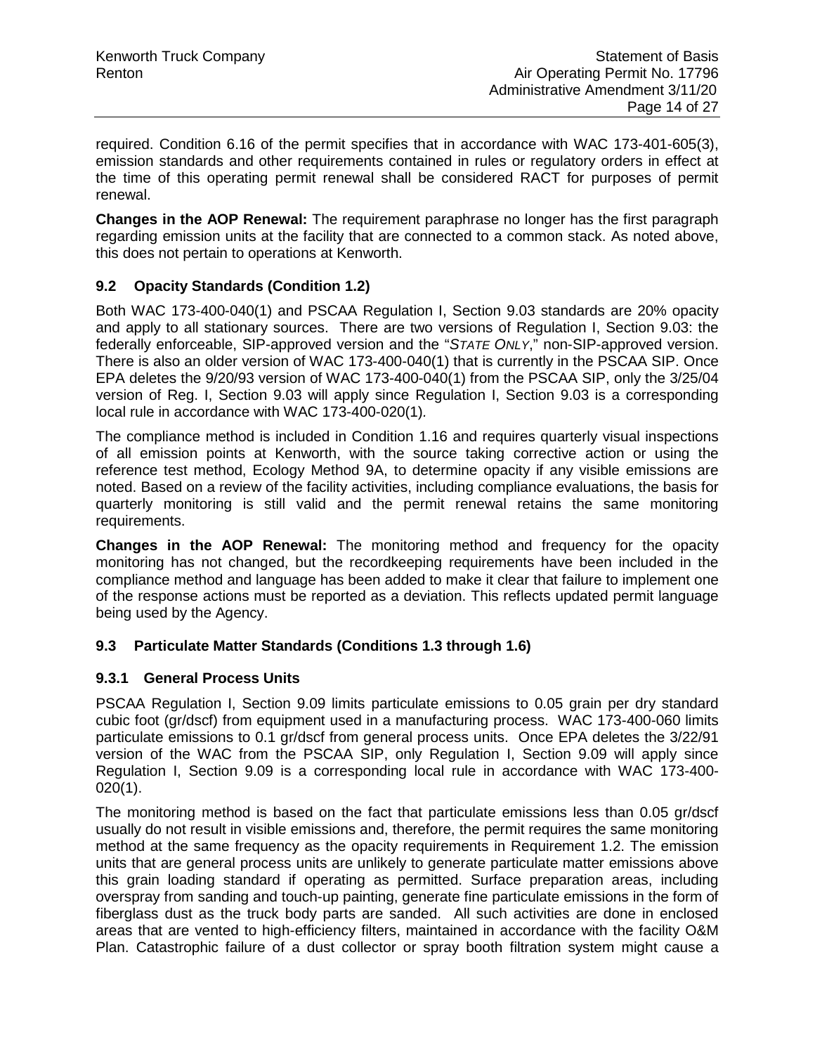required. Condition 6.16 of the permit specifies that in accordance with WAC 173-401-605(3), emission standards and other requirements contained in rules or regulatory orders in effect at the time of this operating permit renewal shall be considered RACT for purposes of permit renewal.

**Changes in the AOP Renewal:** The requirement paraphrase no longer has the first paragraph regarding emission units at the facility that are connected to a common stack. As noted above, this does not pertain to operations at Kenworth.

## 9.2 Opacity Standards (Condition 1.2)

Both WAC 173-400-040(1) and PSCAA Regulation I, Section 9.03 standards are 20% opacity and apply to all stationary sources. There are two versions of Regulation I, Section 9.03: the federally enforceable, SIP-approved version and the "*STATE ONLY*," non-SIP-approved version. There is also an older version of WAC 173-400-040(1) that is currently in the PSCAA SIP. Once EPA deletes the 9/20/93 version of WAC 173-400-040(1) from the PSCAA SIP, only the 3/25/04 version of Reg. I, Section 9.03 will apply since Regulation I, Section 9.03 is a corresponding local rule in accordance with WAC 173-400-020(1).

The compliance method is included in Condition 1.16 and requires quarterly visual inspections of all emission points at Kenworth, with the source taking corrective action or using the reference test method, Ecology Method 9A, to determine opacity if any visible emissions are noted. Based on a review of the facility activities, including compliance evaluations, the basis for quarterly monitoring is still valid and the permit renewal retains the same monitoring requirements.

**Changes in the AOP Renewal:** The monitoring method and frequency for the opacity monitoring has not changed, but the recordkeeping requirements have been included in the compliance method and language has been added to make it clear that failure to implement one of the response actions must be reported as a deviation. This reflects updated permit language being used by the Agency.

## 9.3 Particulate Matter Standards (Conditions 1.3 through 1.6)

### 9.3.1 General Process Units

PSCAA Regulation I, Section 9.09 limits particulate emissions to 0.05 grain per dry standard cubic foot (gr/dscf) from equipment used in a manufacturing process. WAC 173-400-060 limits particulate emissions to 0.1 gr/dscf from general process units. Once EPA deletes the 3/22/91 version of the WAC from the PSCAA SIP, only Regulation I, Section 9.09 will apply since Regulation I, Section 9.09 is a corresponding local rule in accordance with WAC 173-400-020(1).

The monitoring method is based on the fact that particulate emissions less than 0.05 gr/dscf usually do not result in visible emissions and, therefore, the permit requires the same monitoring method at the same frequency as the opacity requirements in Requirement 1.2. The emission units that are general process units are unlikely to generate particulate matter emissions above this grain loading standard if operating as permitted. Surface preparation areas, including overspray from sanding and touch-up painting, generate fine particulate emissions in the form of fiberglass dust as the truck body parts are sanded. All such activities are done in enclosed areas that are vented to high-efficiency filters, maintained in accordance with the facility O&M Plan. Catastrophic failure of a dust collector or spray booth filtration system might cause a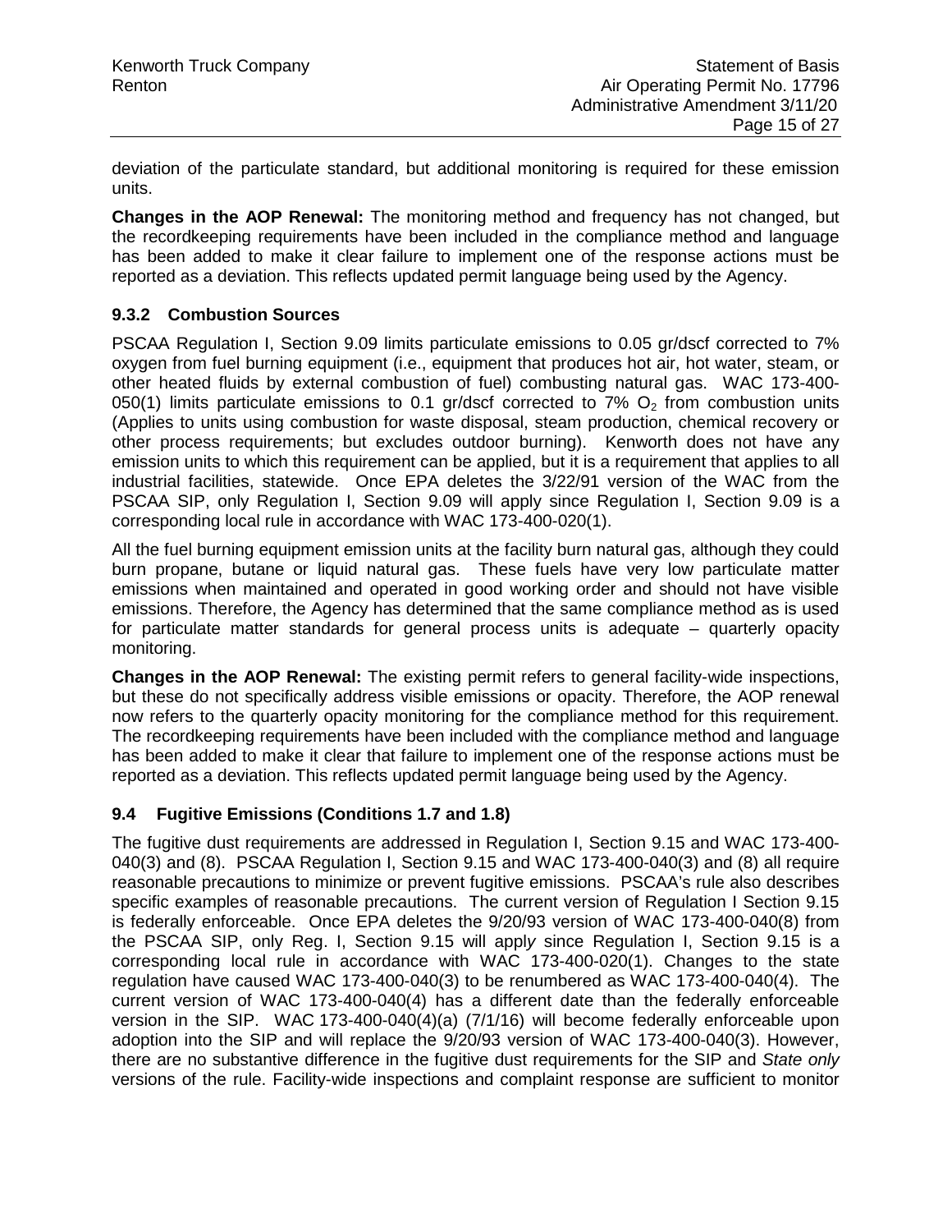deviation of the particulate standard, but additional monitoring is required for these emission units.

**Changes in the AOP Renewal:** The monitoring method and frequency has not changed, but the recordkeeping requirements have been included in the compliance method and language has been added to make it clear failure to implement one of the response actions must be reported as a deviation. This reflects updated permit language being used by the Agency.

### 9.3.2 Combustion Sources

PSCAA Regulation I, Section 9.09 limits particulate emissions to 0.05 gr/dscf corrected to 7% oxygen from fuel burning equipment (i.e., equipment that produces hot air, hot water, steam, or other heated fluids by external combustion of fuel) combusting natural gas. WAC 173-400-050(1) limits particulate emissions to 0.1 gr/dscf corrected to 7% $O_2$ from combustion units (Applies to units using combustion for waste disposal, steam production, chemical recovery or other process requirements; but excludes outdoor burning). Kenworth does not have any emission units to which this requirement can be applied, but it is a requirement that applies to all industrial facilities, statewide. Once EPA deletes the 3/22/91 version of the WAC from the PSCAA SIP, only Regulation I, Section 9.09 will apply since Regulation I, Section 9.09 is a corresponding local rule in accordance with WAC 173-400-020(1).

All the fuel burning equipment emission units at the facility burn natural gas, although they could burn propane, butane or liquid natural gas. These fuels have very low particulate matter emissions when maintained and operated in good working order and should not have visible emissions. Therefore, the Agency has determined that the same compliance method as is used for particulate matter standards for general process units is adequate – quarterly opacity monitoring.

**Changes in the AOP Renewal:** The existing permit refers to general facility-wide inspections, but these do not specifically address visible emissions or opacity. Therefore, the AOP renewal now refers to the quarterly opacity monitoring for the compliance method for this requirement. The recordkeeping requirements have been included with the compliance method and language has been added to make it clear that failure to implement one of the response actions must be reported as a deviation. This reflects updated permit language being used by the Agency.

## 9.4 Fugitive Emissions (Conditions 1.7 and 1.8)

The fugitive dust requirements are addressed in Regulation I, Section 9.15 and WAC 173-400-040(3) and (8). PSCAA Regulation I, Section 9.15 and WAC 173-400-040(3) and (8) all require reasonable precautions to minimize or prevent fugitive emissions. PSCAA's rule also describes specific examples of reasonable precautions. The current version of Regulation I Section 9.15 is federally enforceable. Once EPA deletes the 9/20/93 version of WAC 173-400-040(8) from the PSCAA SIP, only Reg. I, Section 9.15 will apply since Regulation I, Section 9.15 is a corresponding local rule in accordance with WAC 173-400-020(1). Changes to the state regulation have caused WAC 173-400-040(3) to be renumbered as WAC 173-400-040(4). The current version of WAC 173-400-040(4) has a different date than the federally enforceable version in the SIP. WAC 173-400-040(4)(a) (7/1/16) will become federally enforceable upon adoption into the SIP and will replace the 9/20/93 version of WAC 173-400-040(3). However, there are no substantive difference in the fugitive dust requirements for the SIP and *State only* versions of the rule. Facility-wide inspections and complaint response are sufficient to monitor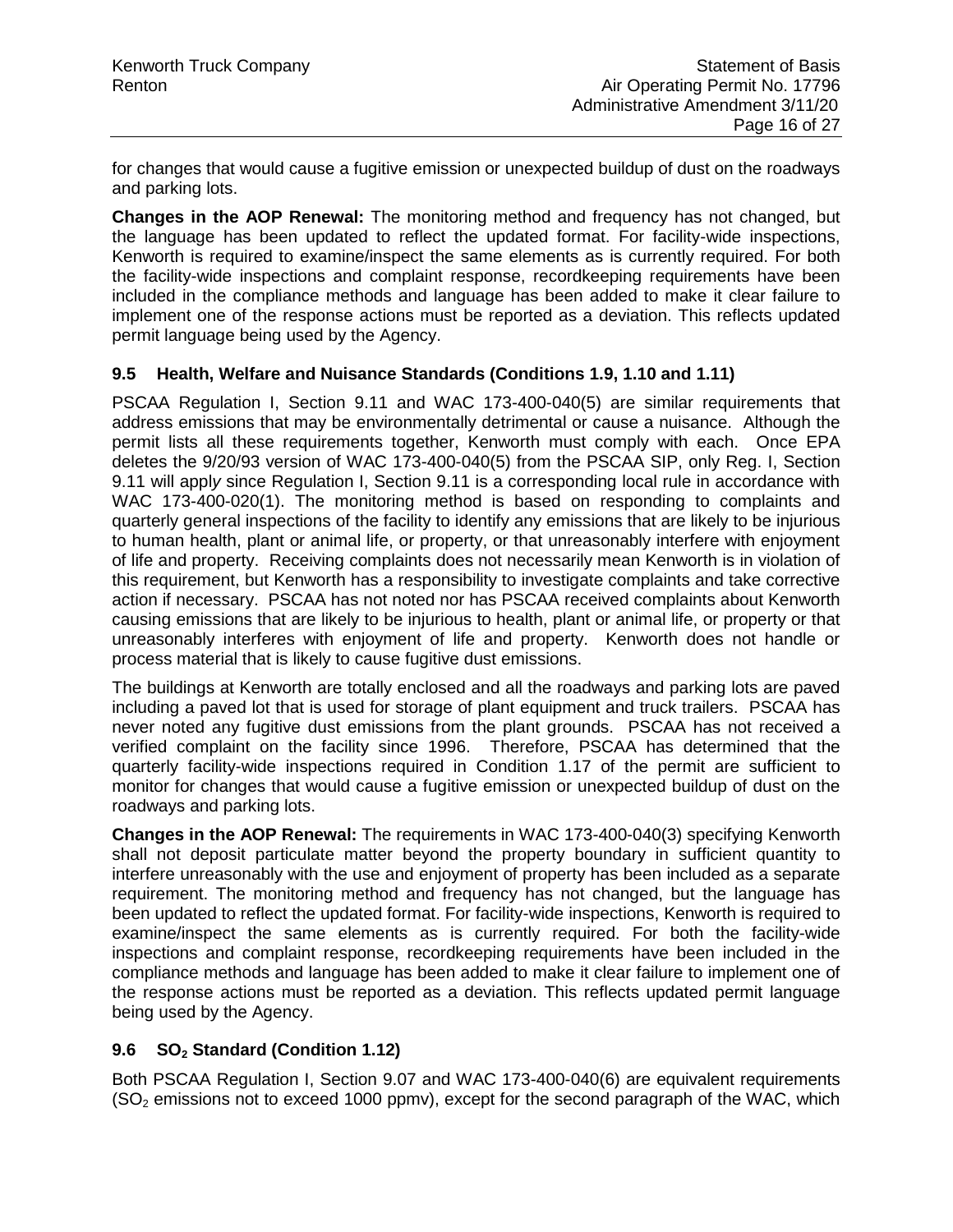for changes that would cause a fugitive emission or unexpected buildup of dust on the roadways and parking lots.

**Changes in the AOP Renewal:** The monitoring method and frequency has not changed, but the language has been updated to reflect the updated format. For facility-wide inspections, Kenworth is required to examine/inspect the same elements as is currently required. For both the facility-wide inspections and complaint response, recordkeeping requirements have been included in the compliance methods and language has been added to make it clear failure to implement one of the response actions must be reported as a deviation. This reflects updated permit language being used by the Agency.

### 9.5 Health, Welfare and Nuisance Standards (Conditions 1.9, 1.10 and 1.11)

PSCAA Regulation I, Section 9.11 and WAC 173-400-040(5) are similar requirements that address emissions that may be environmentally detrimental or cause a nuisance. Although the permit lists all these requirements together, Kenworth must comply with each. Once EPA deletes the 9/20/93 version of WAC 173-400-040(5) from the PSCAA SIP, only Reg. I, Section 9.11 will apply since Regulation I, Section 9.11 is a corresponding local rule in accordance with WAC 173-400-020(1). The monitoring method is based on responding to complaints and quarterly general inspections of the facility to identify any emissions that are likely to be injurious to human health, plant or animal life, or property, or that unreasonably interfere with enjoyment of life and property. Receiving complaints does not necessarily mean Kenworth is in violation of this requirement, but Kenworth has a responsibility to investigate complaints and take corrective action if necessary. PSCAA has not noted nor has PSCAA received complaints about Kenworth causing emissions that are likely to be injurious to health, plant or animal life, or property or that unreasonably interferes with enjoyment of life and property. Kenworth does not handle or process material that is likely to cause fugitive dust emissions.

The buildings at Kenworth are totally enclosed and all the roadways and parking lots are paved including a paved lot that is used for storage of plant equipment and truck trailers. PSCAA has never noted any fugitive dust emissions from the plant grounds. PSCAA has not received a verified complaint on the facility since 1996. Therefore, PSCAA has determined that the quarterly facility-wide inspections required in Condition 1.17 of the permit are sufficient to monitor for changes that would cause a fugitive emission or unexpected buildup of dust on the roadways and parking lots.

**Changes in the AOP Renewal:** The requirements in WAC 173-400-040(3) specifying Kenworth shall not deposit particulate matter beyond the property boundary in sufficient quantity to interfere unreasonably with the use and enjoyment of property has been included as a separate requirement. The monitoring method and frequency has not changed, but the language has been updated to reflect the updated format. For facility-wide inspections, Kenworth is required to examine/inspect the same elements as is currently required. For both the facility-wide inspections and complaint response, recordkeeping requirements have been included in the compliance methods and language has been added to make it clear failure to implement one of the response actions must be reported as a deviation. This reflects updated permit language being used by the Agency.

### 9.6 $SO_2$ Standard (Condition 1.12)

Both PSCAA Regulation I, Section 9.07 and WAC 173-400-040(6) are equivalent requirements ($SO_2$ emissions not to exceed 1000 ppmv), except for the second paragraph of the WAC, which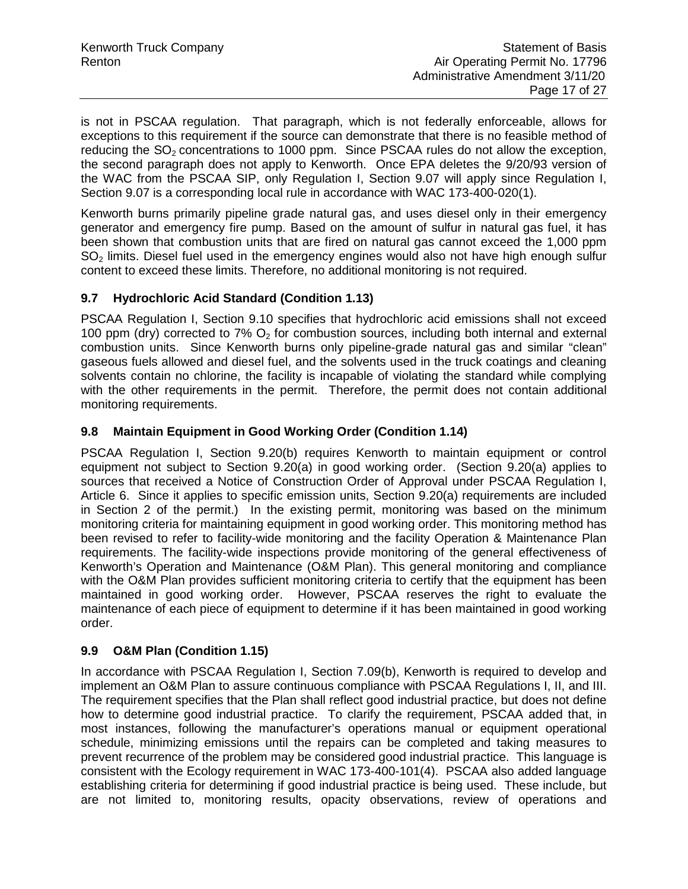is not in PSCAA regulation. That paragraph, which is not federally enforceable, allows for exceptions to this requirement if the source can demonstrate that there is no feasible method of reducing the $SO_2$ concentrations to 1000 ppm. Since PSCAA rules do not allow the exception, the second paragraph does not apply to Kenworth. Once EPA deletes the 9/20/93 version of the WAC from the PSCAA SIP, only Regulation I, Section 9.07 will apply since Regulation I, Section 9.07 is a corresponding local rule in accordance with WAC 173-400-020(1).

Kenworth burns primarily pipeline grade natural gas, and uses diesel only in their emergency generator and emergency fire pump. Based on the amount of sulfur in natural gas fuel, it has been shown that combustion units that are fired on natural gas cannot exceed the 1,000 ppm $SO_2$ limits. Diesel fuel used in the emergency engines would also not have high enough sulfur content to exceed these limits. Therefore, no additional monitoring is not required.

## 9.7 Hydrochloric Acid Standard (Condition 1.13)

PSCAA Regulation I, Section 9.10 specifies that hydrochloric acid emissions shall not exceed 100 ppm (dry) corrected to 7% $O_2$ for combustion sources, including both internal and external combustion units. Since Kenworth burns only pipeline-grade natural gas and similar "clean" gaseous fuels allowed and diesel fuel, and the solvents used in the truck coatings and cleaning solvents contain no chlorine, the facility is incapable of violating the standard while complying with the other requirements in the permit. Therefore, the permit does not contain additional monitoring requirements.

## 9.8 Maintain Equipment in Good Working Order (Condition 1.14)

PSCAA Regulation I, Section 9.20(b) requires Kenworth to maintain equipment or control equipment not subject to Section 9.20(a) in good working order. (Section 9.20(a) applies to sources that received a Notice of Construction Order of Approval under PSCAA Regulation I, Article 6. Since it applies to specific emission units, Section 9.20(a) requirements are included in Section 2 of the permit.) In the existing permit, monitoring was based on the minimum monitoring criteria for maintaining equipment in good working order. This monitoring method has been revised to refer to facility-wide monitoring and the facility Operation & Maintenance Plan requirements. The facility-wide inspections provide monitoring of the general effectiveness of Kenworth's Operation and Maintenance (O&M Plan). This general monitoring and compliance with the O&M Plan provides sufficient monitoring criteria to certify that the equipment has been maintained in good working order. However, PSCAA reserves the right to evaluate the maintenance of each piece of equipment to determine if it has been maintained in good working order.

## 9.9 O&M Plan (Condition 1.15)

In accordance with PSCAA Regulation I, Section 7.09(b), Kenworth is required to develop and implement an O&M Plan to assure continuous compliance with PSCAA Regulations I, II, and III. The requirement specifies that the Plan shall reflect good industrial practice, but does not define how to determine good industrial practice. To clarify the requirement, PSCAA added that, in most instances, following the manufacturer's operations manual or equipment operational schedule, minimizing emissions until the repairs can be completed and taking measures to prevent recurrence of the problem may be considered good industrial practice. This language is consistent with the Ecology requirement in WAC 173-400-101(4). PSCAA also added language establishing criteria for determining if good industrial practice is being used. These include, but are not limited to, monitoring results, opacity observations, review of operations and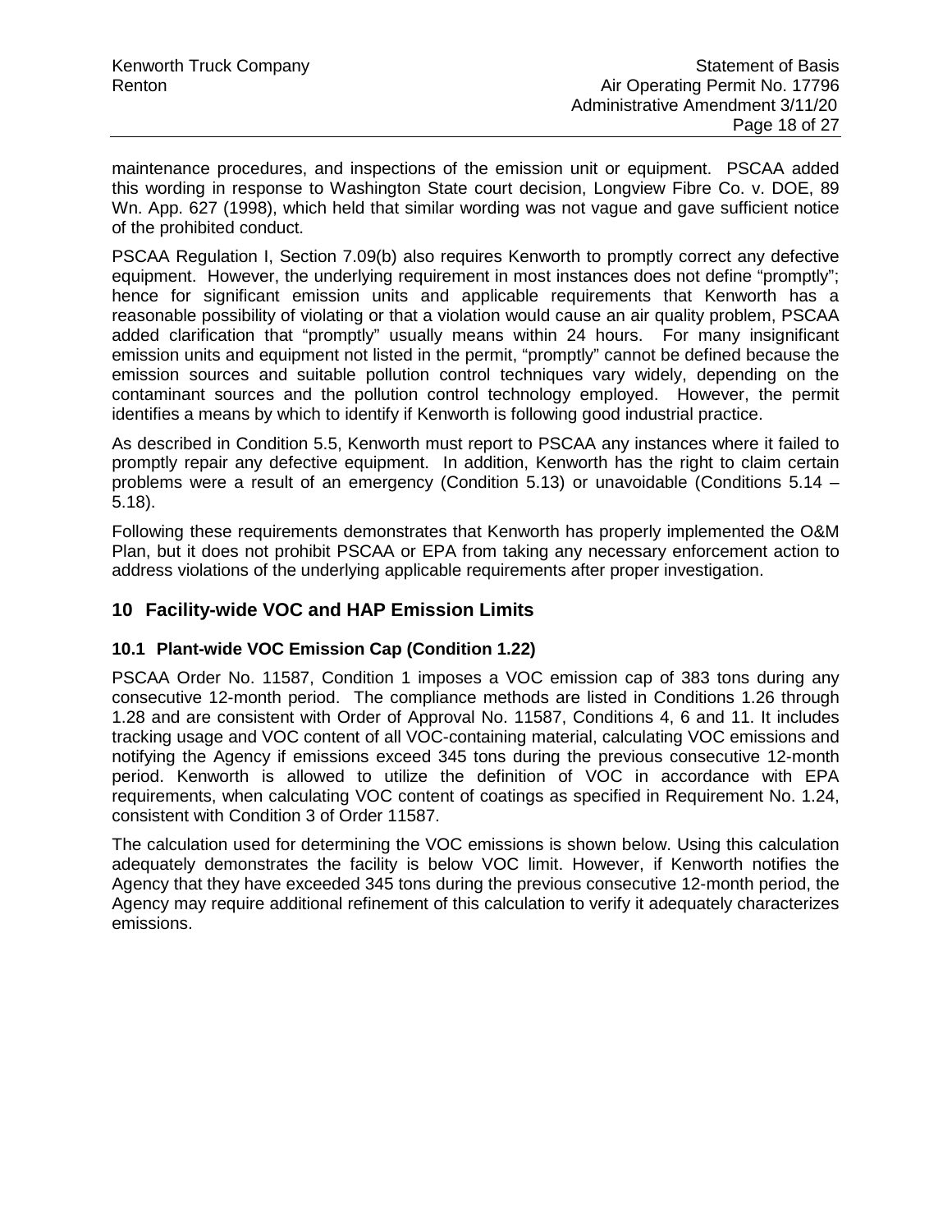maintenance procedures, and inspections of the emission unit or equipment. PSCAA added this wording in response to Washington State court decision, Longview Fibre Co. v. DOE, 89 Wn. App. 627 (1998), which held that similar wording was not vague and gave sufficient notice of the prohibited conduct.

PSCAA Regulation I, Section 7.09(b) also requires Kenworth to promptly correct any defective equipment. However, the underlying requirement in most instances does not define "promptly"; hence for significant emission units and applicable requirements that Kenworth has a reasonable possibility of violating or that a violation would cause an air quality problem, PSCAA added clarification that "promptly" usually means within 24 hours. For many insignificant emission units and equipment not listed in the permit, "promptly" cannot be defined because the emission sources and suitable pollution control techniques vary widely, depending on the contaminant sources and the pollution control technology employed. However, the permit identifies a means by which to identify if Kenworth is following good industrial practice.

As described in Condition 5.5, Kenworth must report to PSCAA any instances where it failed to promptly repair any defective equipment. In addition, Kenworth has the right to claim certain problems were a result of an emergency (Condition 5.13) or unavoidable (Conditions 5.14 – 5.18).

Following these requirements demonstrates that Kenworth has properly implemented the O&M Plan, but it does not prohibit PSCAA or EPA from taking any necessary enforcement action to address violations of the underlying applicable requirements after proper investigation.

## 10 Facility-wide VOC and HAP Emission Limits

### 10.1 Plant-wide VOC Emission Cap (Condition 1.22)

PSCAA Order No. 11587, Condition 1 imposes a VOC emission cap of 383 tons during any consecutive 12-month period. The compliance methods are listed in Conditions 1.26 through 1.28 and are consistent with Order of Approval No. 11587, Conditions 4, 6 and 11. It includes tracking usage and VOC content of all VOC-containing material, calculating VOC emissions and notifying the Agency if emissions exceed 345 tons during the previous consecutive 12-month period. Kenworth is allowed to utilize the definition of VOC in accordance with EPA requirements, when calculating VOC content of coatings as specified in Requirement No. 1.24, consistent with Condition 3 of Order 11587.

The calculation used for determining the VOC emissions is shown below. Using this calculation adequately demonstrates the facility is below VOC limit. However, if Kenworth notifies the Agency that they have exceeded 345 tons during the previous consecutive 12-month period, the Agency may require additional refinement of this calculation to verify it adequately characterizes emissions.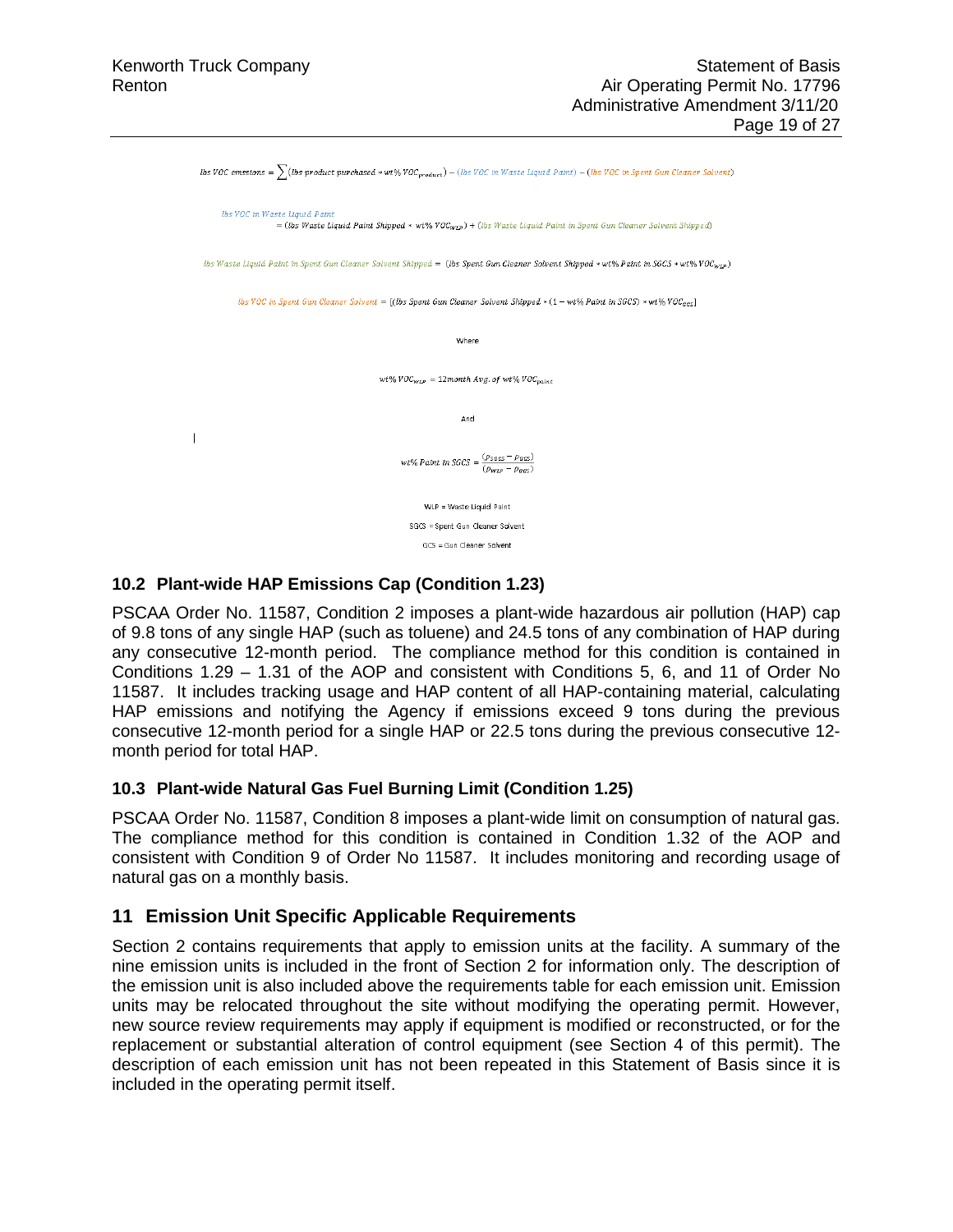$$lbs\ VOC\ emissions = \sum(lbs\ product\ purchased * wt\%\ VOC_{product}) - (lbs\ VOC\ in\ Waste\ Liquid\ Paint) - (lbs\ VOC\ in\ Spent\ Gun\ Cleaner\ Solvent)$$

$$lbs\ VOC\ in\ Waste\ Liquid\ Paint = (lbs\ Waste\ Liquid\ Paint\ Shipped * wt\%\ VOC_{WLP}) + (lbs\ Waste\ Liquid\ Paint\ in\ Spent\ Gun\ Cleaner\ Solvent\ Shipped)$$

$$lbs\ Waste\ Liquid\ Paint\ in\ Spent\ Gun\ Cleaner\ Solvent\ Shipped = (lbs\ Spent\ Gun\ Cleaner\ Solvent\ Shipped * wt\%\ Paint\ in\ SGCS * wt\%\ VOC_{WLP})$$

$$lbs\ VOC\ in\ Spent\ Gun\ Cleaner\ Solvent = [(lbs\ Spent\ Gun\ Cleaner\ Solvent\ Shipped * (1 - wt\%\ Paint\ in\ SGCS) * wt\%\ VOC_{GCS}]$$

Where

$$wt\%\ VOC_{WLP} = 12month\ Avg.\ of\ wt\%\ VOC_{paint}$$

And

$$wt\%\ Paint\ in\ SGCS = \frac{(\rho_{SGCS} - \rho_{GCS})}{(\rho_{WLP} - \rho_{GCS})}$$

WLP = Waste Liquid Paint

SGCS = Spent Gun Cleaner Solvent

GCS = Gun Cleaner Solvent

### 10.2 Plant-wide HAP Emissions Cap (Condition 1.23)

PSCAA Order No. 11587, Condition 2 imposes a plant-wide hazardous air pollution (HAP) cap of 9.8 tons of any single HAP (such as toluene) and 24.5 tons of any combination of HAP during any consecutive 12-month period. The compliance method for this condition is contained in Conditions 1.29 – 1.31 of the AOP and consistent with Conditions 5, 6, and 11 of Order No 11587. It includes tracking usage and HAP content of all HAP-containing material, calculating HAP emissions and notifying the Agency if emissions exceed 9 tons during the previous consecutive 12-month period for a single HAP or 22.5 tons during the previous consecutive 12-month period for total HAP.

### 10.3 Plant-wide Natural Gas Fuel Burning Limit (Condition 1.25)

PSCAA Order No. 11587, Condition 8 imposes a plant-wide limit on consumption of natural gas. The compliance method for this condition is contained in Condition 1.32 of the AOP and consistent with Condition 9 of Order No 11587. It includes monitoring and recording usage of natural gas on a monthly basis.

## 11 Emission Unit Specific Applicable Requirements

Section 2 contains requirements that apply to emission units at the facility. A summary of the nine emission units is included in the front of Section 2 for information only. The description of the emission unit is also included above the requirements table for each emission unit. Emission units may be relocated throughout the site without modifying the operating permit. However, new source review requirements may apply if equipment is modified or reconstructed, or for the replacement or substantial alteration of control equipment (see Section 4 of this permit). The description of each emission unit has not been repeated in this Statement of Basis since it is included in the operating permit itself.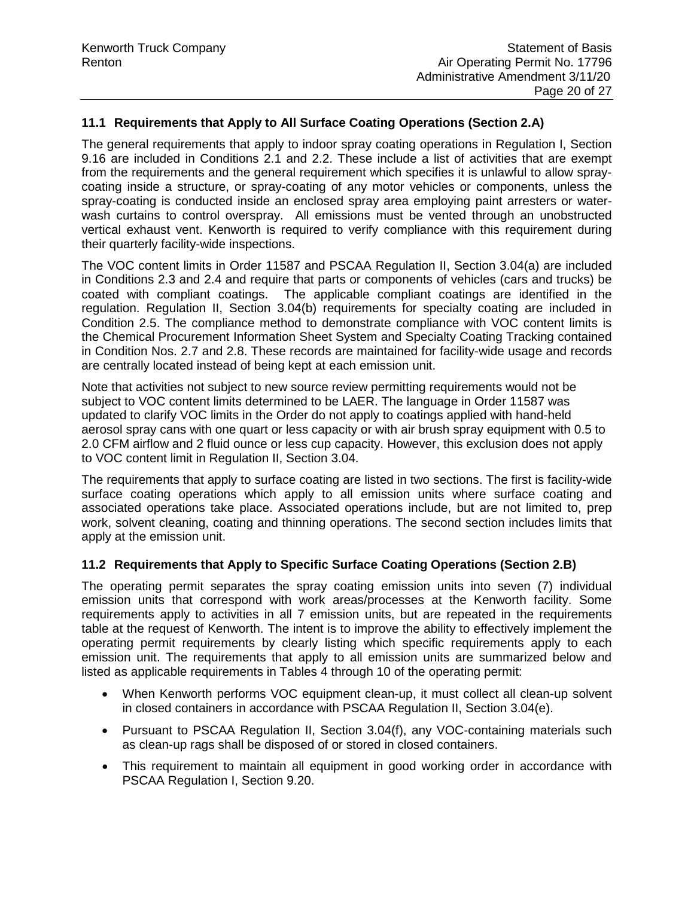### 11.1 Requirements that Apply to All Surface Coating Operations (Section 2.A)

The general requirements that apply to indoor spray coating operations in Regulation I, Section 9.16 are included in Conditions 2.1 and 2.2. These include a list of activities that are exempt from the requirements and the general requirement which specifies it is unlawful to allow spray-coating inside a structure, or spray-coating of any motor vehicles or components, unless the spray-coating is conducted inside an enclosed spray area employing paint arresters or water-wash curtains to control overspray. All emissions must be vented through an unobstructed vertical exhaust vent. Kenworth is required to verify compliance with this requirement during their quarterly facility-wide inspections.

The VOC content limits in Order 11587 and PSCAA Regulation II, Section 3.04(a) are included in Conditions 2.3 and 2.4 and require that parts or components of vehicles (cars and trucks) be coated with compliant coatings. The applicable compliant coatings are identified in the regulation. Regulation II, Section 3.04(b) requirements for specialty coating are included in Condition 2.5. The compliance method to demonstrate compliance with VOC content limits is the Chemical Procurement Information Sheet System and Specialty Coating Tracking contained in Condition Nos. 2.7 and 2.8. These records are maintained for facility-wide usage and records are centrally located instead of being kept at each emission unit.

Note that activities not subject to new source review permitting requirements would not be subject to VOC content limits determined to be LAER. The language in Order 11587 was updated to clarify VOC limits in the Order do not apply to coatings applied with hand-held aerosol spray cans with one quart or less capacity or with air brush spray equipment with 0.5 to 2.0 CFM airflow and 2 fluid ounce or less cup capacity. However, this exclusion does not apply to VOC content limit in Regulation II, Section 3.04.

The requirements that apply to surface coating are listed in two sections. The first is facility-wide surface coating operations which apply to all emission units where surface coating and associated operations take place. Associated operations include, but are not limited to, prep work, solvent cleaning, coating and thinning operations. The second section includes limits that apply at the emission unit.

### 11.2 Requirements that Apply to Specific Surface Coating Operations (Section 2.B)

The operating permit separates the spray coating emission units into seven (7) individual emission units that correspond with work areas/processes at the Kenworth facility. Some requirements apply to activities in all 7 emission units, but are repeated in the requirements table at the request of Kenworth. The intent is to improve the ability to effectively implement the operating permit requirements by clearly listing which specific requirements apply to each emission unit. The requirements that apply to all emission units are summarized below and listed as applicable requirements in Tables 4 through 10 of the operating permit:

- When Kenworth performs VOC equipment clean-up, it must collect all clean-up solvent in closed containers in accordance with PSCAA Regulation II, Section 3.04(e).
- Pursuant to PSCAA Regulation II, Section 3.04(f), any VOC-containing materials such as clean-up rags shall be disposed of or stored in closed containers.
- This requirement to maintain all equipment in good working order in accordance with PSCAA Regulation I, Section 9.20.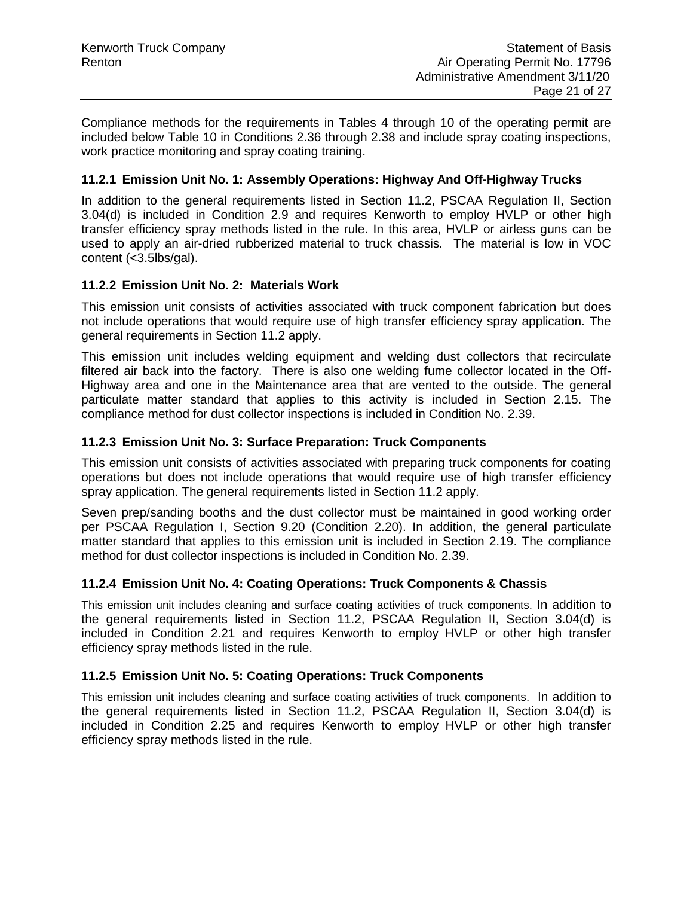Compliance methods for the requirements in Tables 4 through 10 of the operating permit are included below Table 10 in Conditions 2.36 through 2.38 and include spray coating inspections, work practice monitoring and spray coating training.

### 11.2.1 Emission Unit No. 1: Assembly Operations: Highway And Off-Highway Trucks

In addition to the general requirements listed in Section 11.2, PSCAA Regulation II, Section 3.04(d) is included in Condition 2.9 and requires Kenworth to employ HVLP or other high transfer efficiency spray methods listed in the rule. In this area, HVLP or airless guns can be used to apply an air-dried rubberized material to truck chassis. The material is low in VOC content (<3.5lbs/gal).

### 11.2.2 Emission Unit No. 2: Materials Work

This emission unit consists of activities associated with truck component fabrication but does not include operations that would require use of high transfer efficiency spray application. The general requirements in Section 11.2 apply.

This emission unit includes welding equipment and welding dust collectors that recirculate filtered air back into the factory. There is also one welding fume collector located in the Off-Highway area and one in the Maintenance area that are vented to the outside. The general particulate matter standard that applies to this activity is included in Section 2.15. The compliance method for dust collector inspections is included in Condition No. 2.39.

### 11.2.3 Emission Unit No. 3: Surface Preparation: Truck Components

This emission unit consists of activities associated with preparing truck components for coating operations but does not include operations that would require use of high transfer efficiency spray application. The general requirements listed in Section 11.2 apply.

Seven prep/sanding booths and the dust collector must be maintained in good working order per PSCAA Regulation I, Section 9.20 (Condition 2.20). In addition, the general particulate matter standard that applies to this emission unit is included in Section 2.19. The compliance method for dust collector inspections is included in Condition No. 2.39.

### 11.2.4 Emission Unit No. 4: Coating Operations: Truck Components & Chassis

This emission unit includes cleaning and surface coating activities of truck components. In addition to the general requirements listed in Section 11.2, PSCAA Regulation II, Section 3.04(d) is included in Condition 2.21 and requires Kenworth to employ HVLP or other high transfer efficiency spray methods listed in the rule.

### 11.2.5 Emission Unit No. 5: Coating Operations: Truck Components

This emission unit includes cleaning and surface coating activities of truck components. In addition to the general requirements listed in Section 11.2, PSCAA Regulation II, Section 3.04(d) is included in Condition 2.25 and requires Kenworth to employ HVLP or other high transfer efficiency spray methods listed in the rule.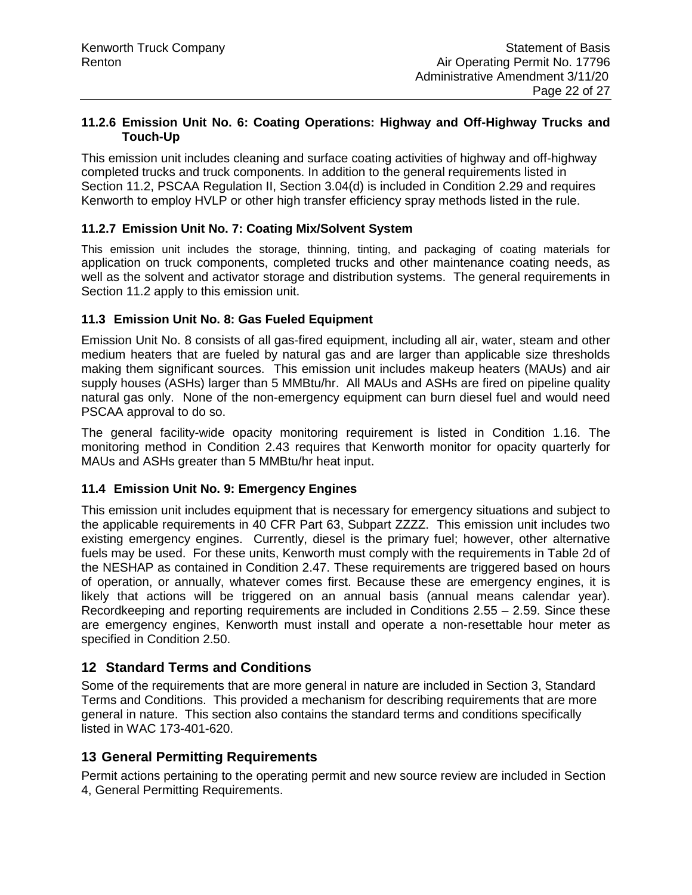### 11.2.6 Emission Unit No. 6: Coating Operations: Highway and Off-Highway Trucks and Touch-Up

This emission unit includes cleaning and surface coating activities of highway and off-highway completed trucks and truck components. In addition to the general requirements listed in Section 11.2, PSCAA Regulation II, Section 3.04(d) is included in Condition 2.29 and requires Kenworth to employ HVLP or other high transfer efficiency spray methods listed in the rule.

### 11.2.7 Emission Unit No. 7: Coating Mix/Solvent System

This emission unit includes the storage, thinning, tinting, and packaging of coating materials for application on truck components, completed trucks and other maintenance coating needs, as well as the solvent and activator storage and distribution systems. The general requirements in Section 11.2 apply to this emission unit.

### 11.3 Emission Unit No. 8: Gas Fueled Equipment

Emission Unit No. 8 consists of all gas-fired equipment, including all air, water, steam and other medium heaters that are fueled by natural gas and are larger than applicable size thresholds making them significant sources. This emission unit includes makeup heaters (MAUs) and air supply houses (ASHs) larger than 5 MMBtu/hr. All MAUs and ASHs are fired on pipeline quality natural gas only. None of the non-emergency equipment can burn diesel fuel and would need PSCAA approval to do so.

The general facility-wide opacity monitoring requirement is listed in Condition 1.16. The monitoring method in Condition 2.43 requires that Kenworth monitor for opacity quarterly for MAUs and ASHs greater than 5 MMBtu/hr heat input.

### 11.4 Emission Unit No. 9: Emergency Engines

This emission unit includes equipment that is necessary for emergency situations and subject to the applicable requirements in 40 CFR Part 63, Subpart ZZZZ. This emission unit includes two existing emergency engines. Currently, diesel is the primary fuel; however, other alternative fuels may be used. For these units, Kenworth must comply with the requirements in Table 2d of the NESHAP as contained in Condition 2.47. These requirements are triggered based on hours of operation, or annually, whatever comes first. Because these are emergency engines, it is likely that actions will be triggered on an annual basis (annual means calendar year). Recordkeeping and reporting requirements are included in Conditions 2.55 – 2.59. Since these are emergency engines, Kenworth must install and operate a non-resettable hour meter as specified in Condition 2.50.

## 12 Standard Terms and Conditions

Some of the requirements that are more general in nature are included in Section 3, Standard Terms and Conditions. This provided a mechanism for describing requirements that are more general in nature. This section also contains the standard terms and conditions specifically listed in WAC 173-401-620.

## 13 General Permitting Requirements

Permit actions pertaining to the operating permit and new source review are included in Section 4, General Permitting Requirements.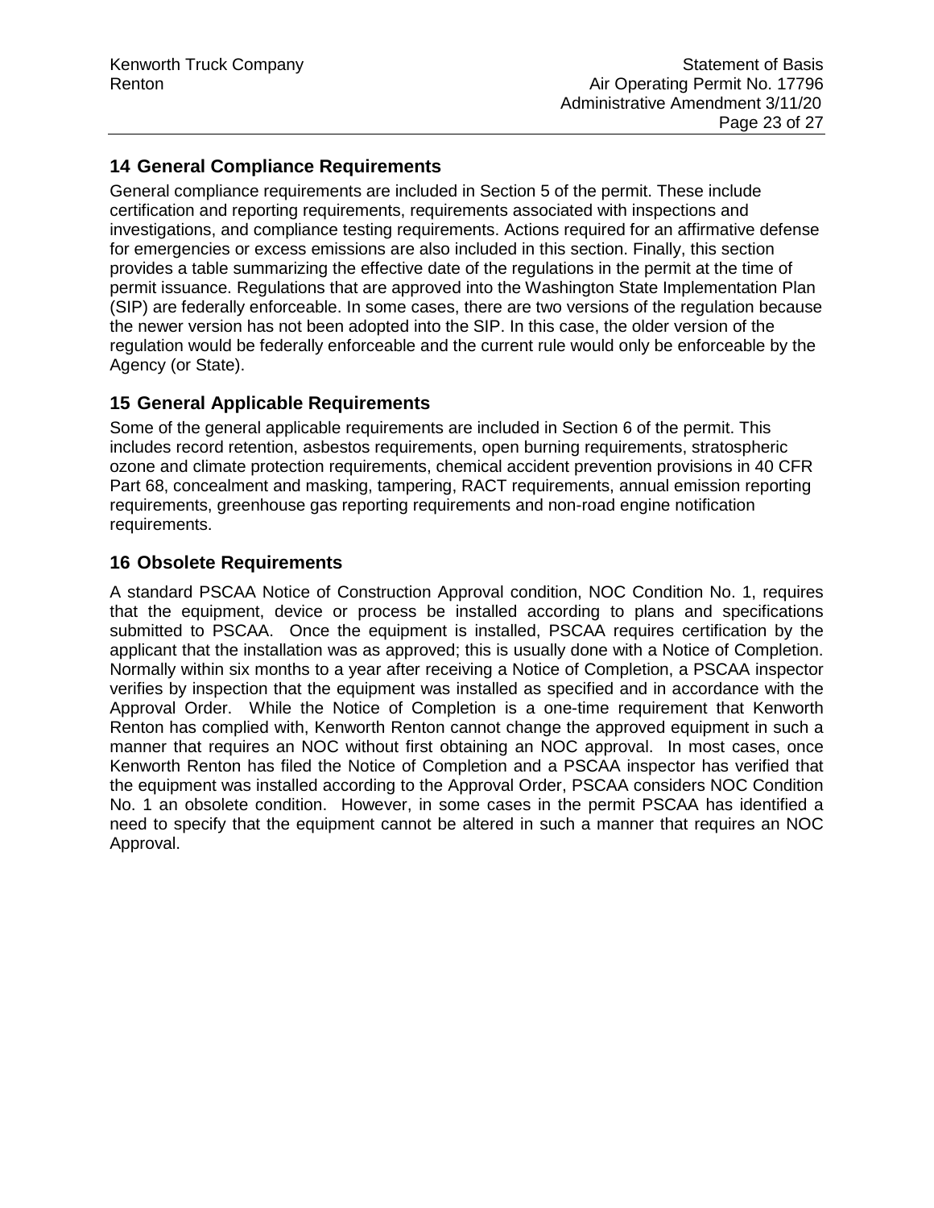## 14 General Compliance Requirements

General compliance requirements are included in Section 5 of the permit. These include certification and reporting requirements, requirements associated with inspections and investigations, and compliance testing requirements. Actions required for an affirmative defense for emergencies or excess emissions are also included in this section. Finally, this section provides a table summarizing the effective date of the regulations in the permit at the time of permit issuance. Regulations that are approved into the Washington State Implementation Plan (SIP) are federally enforceable. In some cases, there are two versions of the regulation because the newer version has not been adopted into the SIP. In this case, the older version of the regulation would be federally enforceable and the current rule would only be enforceable by the Agency (or State).

## 15 General Applicable Requirements

Some of the general applicable requirements are included in Section 6 of the permit. This includes record retention, asbestos requirements, open burning requirements, stratospheric ozone and climate protection requirements, chemical accident prevention provisions in 40 CFR Part 68, concealment and masking, tampering, RACT requirements, annual emission reporting requirements, greenhouse gas reporting requirements and non-road engine notification requirements.

## 16 Obsolete Requirements

A standard PSCAA Notice of Construction Approval condition, NOC Condition No. 1, requires that the equipment, device or process be installed according to plans and specifications submitted to PSCAA. Once the equipment is installed, PSCAA requires certification by the applicant that the installation was as approved; this is usually done with a Notice of Completion. Normally within six months to a year after receiving a Notice of Completion, a PSCAA inspector verifies by inspection that the equipment was installed as specified and in accordance with the Approval Order. While the Notice of Completion is a one-time requirement that Kenworth Renton has complied with, Kenworth Renton cannot change the approved equipment in such a manner that requires an NOC without first obtaining an NOC approval. In most cases, once Kenworth Renton has filed the Notice of Completion and a PSCAA inspector has verified that the equipment was installed according to the Approval Order, PSCAA considers NOC Condition No. 1 an obsolete condition. However, in some cases in the permit PSCAA has identified a need to specify that the equipment cannot be altered in such a manner that requires an NOC Approval.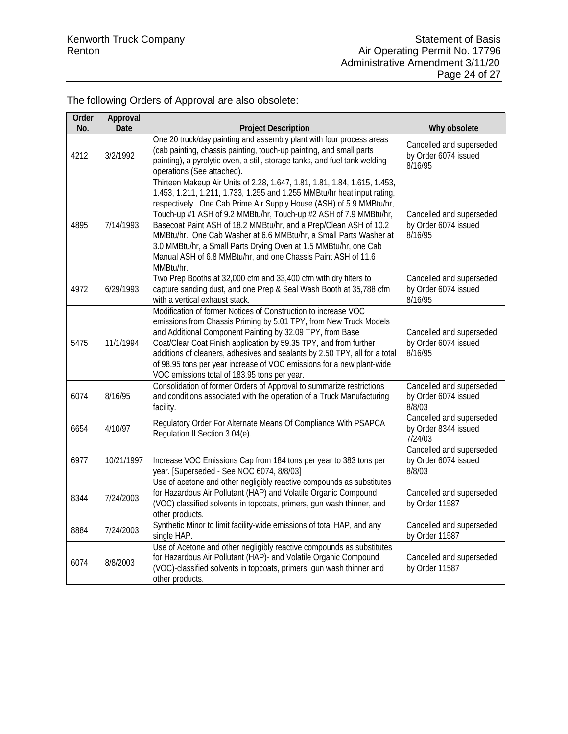The following Orders of Approval are also obsolete:

| Order No. | Approval Date | Project Description | Why obsolete |
|---|---|---|---|
| 4212 | 3/2/1992 | One 20 truck/day painting and assembly plant with four process areas (cab painting, chassis painting, touch-up painting, and small parts painting), a pyrolytic oven, a still, storage tanks, and fuel tank welding operations (See attached). | Cancelled and superseded by Order 6074 issued 8/16/95 |
| 4895 | 7/14/1993 | Thirteen Makeup Air Units of 2.28, 1.647, 1.81, 1.81, 1.84, 1.615, 1.453, 1.453, 1.211, 1.211, 1.733, 1.255 and 1.255 MMBtu/hr heat input rating, respectively. One Cab Prime Air Supply House (ASH) of 5.9 MMBtu/hr, Touch-up #1 ASH of 9.2 MMBtu/hr, Touch-up #2 ASH of 7.9 MMBtu/hr, Basecoat Paint ASH of 18.2 MMBtu/hr, and a Prep/Clean ASH of 10.2 MMBtu/hr. One Cab Washer at 6.6 MMBtu/hr, a Small Parts Washer at 3.0 MMBtu/hr, a Small Parts Drying Oven at 1.5 MMBtu/hr, one Cab Manual ASH of 6.8 MMBtu/hr, and one Chassis Paint ASH of 11.6 MMBtu/hr. | Cancelled and superseded by Order 6074 issued 8/16/95 |
| 4972 | 6/29/1993 | Two Prep Booths at 32,000 cfm and 33,400 cfm with dry filters to capture sanding dust, and one Prep & Seal Wash Booth at 35,788 cfm with a vertical exhaust stack. | Cancelled and superseded by Order 6074 issued 8/16/95 |
| 5475 | 11/1/1994 | Modification of former Notices of Construction to increase VOC emissions from Chassis Priming by 5.01 TPY, from New Truck Models and Additional Component Painting by 32.09 TPY, from Base Coat/Clear Coat Finish application by 59.35 TPY, and from further additions of cleaners, adhesives and sealants by 2.50 TPY, all for a total of 98.95 tons per year increase of VOC emissions for a new plant-wide VOC emissions total of 183.95 tons per year. | Cancelled and superseded by Order 6074 issued 8/16/95 |
| 6074 | 8/16/95 | Consolidation of former Orders of Approval to summarize restrictions and conditions associated with the operation of a Truck Manufacturing facility. | Cancelled and superseded by Order 6074 issued 8/8/03 |
| 6654 | 4/10/97 | Regulatory Order For Alternate Means Of Compliance With PSAPCA Regulation II Section 3.04(e). | Cancelled and superseded by Order 8344 issued 7/24/03 |
| 6977 | 10/21/1997 | Increase VOC Emissions Cap from 184 tons per year to 383 tons per year. [Superseded - See NOC 6074, 8/8/03] | Cancelled and superseded by Order 6074 issued 8/8/03 |
| 8344 | 7/24/2003 | Use of acetone and other negligibly reactive compounds as substitutes for Hazardous Air Pollutant (HAP) and Volatile Organic Compound (VOC) classified solvents in topcoats, primers, gun wash thinner, and other products. | Cancelled and superseded by Order 11587 |
| 8884 | 7/24/2003 | Synthetic Minor to limit facility-wide emissions of total HAP, and any single HAP. | Cancelled and superseded by Order 11587 |
| 6074 | 8/8/2003 | Use of Acetone and other negligibly reactive compounds as substitutes for Hazardous Air Pollutant (HAP)- and Volatile Organic Compound (VOC)-classified solvents in topcoats, primers, gun wash thinner and other products. | Cancelled and superseded by Order 11587 |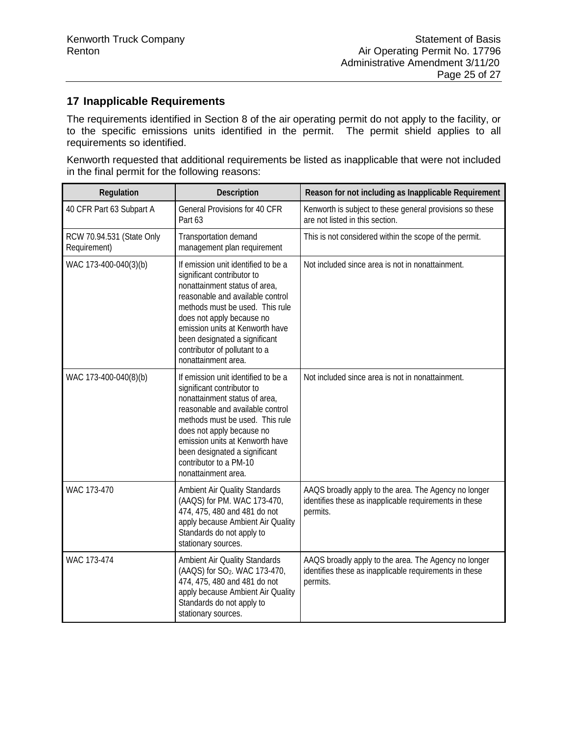## 17 Inapplicable Requirements

The requirements identified in Section 8 of the air operating permit do not apply to the facility, or to the specific emissions units identified in the permit. The permit shield applies to all requirements so identified.

Kenworth requested that additional requirements be listed as inapplicable that were not included in the final permit for the following reasons:

| Regulation | Description | Reason for not including as Inapplicable Requirement |
|---|---|---|
| 40 CFR Part 63 Subpart A | General Provisions for 40 CFR Part 63 | Kenworth is subject to these general provisions so these are not listed in this section. |
| RCW 70.94.531 (State Only Requirement) | Transportation demand management plan requirement | This is not considered within the scope of the permit. |
| WAC 173-400-040(3)(b) | If emission unit identified to be a significant contributor to nonattainment status of area, reasonable and available control methods must be used. This rule does not apply because no emission units at Kenworth have been designated a significant contributor of pollutant to a nonattainment area. | Not included since area is not in nonattainment. |
| WAC 173-400-040(8)(b) | If emission unit identified to be a significant contributor to nonattainment status of area, reasonable and available control methods must be used. This rule does not apply because no emission units at Kenworth have been designated a significant contributor to a PM-10 nonattainment area. | Not included since area is not in nonattainment. |
| WAC 173-470 | Ambient Air Quality Standards (AAQS) for PM. WAC 173-470, 474, 475, 480 and 481 do not apply because Ambient Air Quality Standards do not apply to stationary sources. | AAQS broadly apply to the area. The Agency no longer identifies these as inapplicable requirements in these permits. |
| WAC 173-474 | Ambient Air Quality Standards (AAQS) for $SO_2$. WAC 173-470, 474, 475, 480 and 481 do not apply because Ambient Air Quality Standards do not apply to stationary sources. | AAQS broadly apply to the area. The Agency no longer identifies these as inapplicable requirements in these permits. |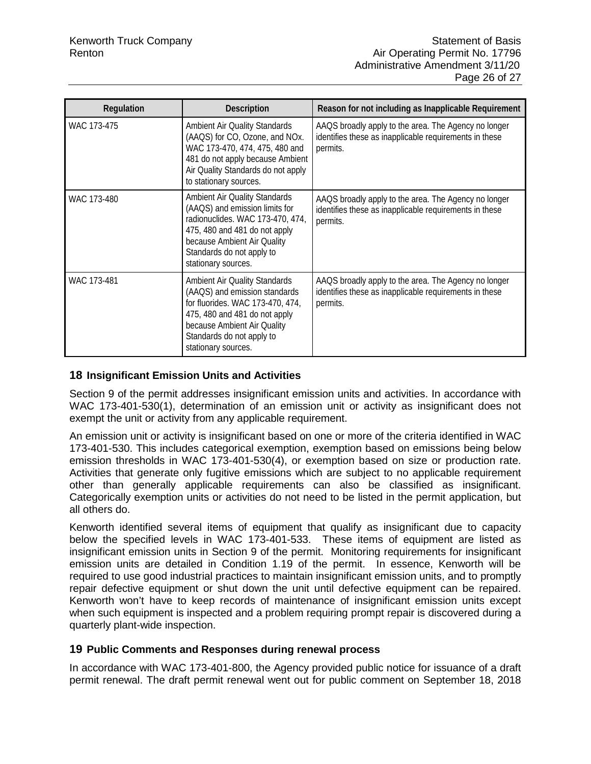| Regulation | Description | Reason for not including as Inapplicable Requirement |
|---|---|---|
| WAC 173-475 | Ambient Air Quality Standards (AAQS) for CO, Ozone, and NOx. WAC 173-470, 474, 475, 480 and 481 do not apply because Ambient Air Quality Standards do not apply to stationary sources. | AAQS broadly apply to the area. The Agency no longer identifies these as inapplicable requirements in these permits. |
| WAC 173-480 | Ambient Air Quality Standards (AAQS) and emission limits for radionuclides. WAC 173-470, 474, 475, 480 and 481 do not apply because Ambient Air Quality Standards do not apply to stationary sources. | AAQS broadly apply to the area. The Agency no longer identifies these as inapplicable requirements in these permits. |
| WAC 173-481 | Ambient Air Quality Standards (AAQS) and emission standards for fluorides. WAC 173-470, 474, 475, 480 and 481 do not apply because Ambient Air Quality Standards do not apply to stationary sources. | AAQS broadly apply to the area. The Agency no longer identifies these as inapplicable requirements in these permits. |

## 18 Insignificant Emission Units and Activities

Section 9 of the permit addresses insignificant emission units and activities. In accordance with WAC 173-401-530(1), determination of an emission unit or activity as insignificant does not exempt the unit or activity from any applicable requirement.

An emission unit or activity is insignificant based on one or more of the criteria identified in WAC 173-401-530. This includes categorical exemption, exemption based on emissions being below emission thresholds in WAC 173-401-530(4), or exemption based on size or production rate. Activities that generate only fugitive emissions which are subject to no applicable requirement other than generally applicable requirements can also be classified as insignificant. Categorically exemption units or activities do not need to be listed in the permit application, but all others do.

Kenworth identified several items of equipment that qualify as insignificant due to capacity below the specified levels in WAC 173-401-533. These items of equipment are listed as insignificant emission units in Section 9 of the permit. Monitoring requirements for insignificant emission units are detailed in Condition 1.19 of the permit. In essence, Kenworth will be required to use good industrial practices to maintain insignificant emission units, and to promptly repair defective equipment or shut down the unit until defective equipment can be repaired. Kenworth won't have to keep records of maintenance of insignificant emission units except when such equipment is inspected and a problem requiring prompt repair is discovered during a quarterly plant-wide inspection.

## 19 Public Comments and Responses during renewal process

In accordance with WAC 173-401-800, the Agency provided public notice for issuance of a draft permit renewal. The draft permit renewal went out for public comment on September 18, 2018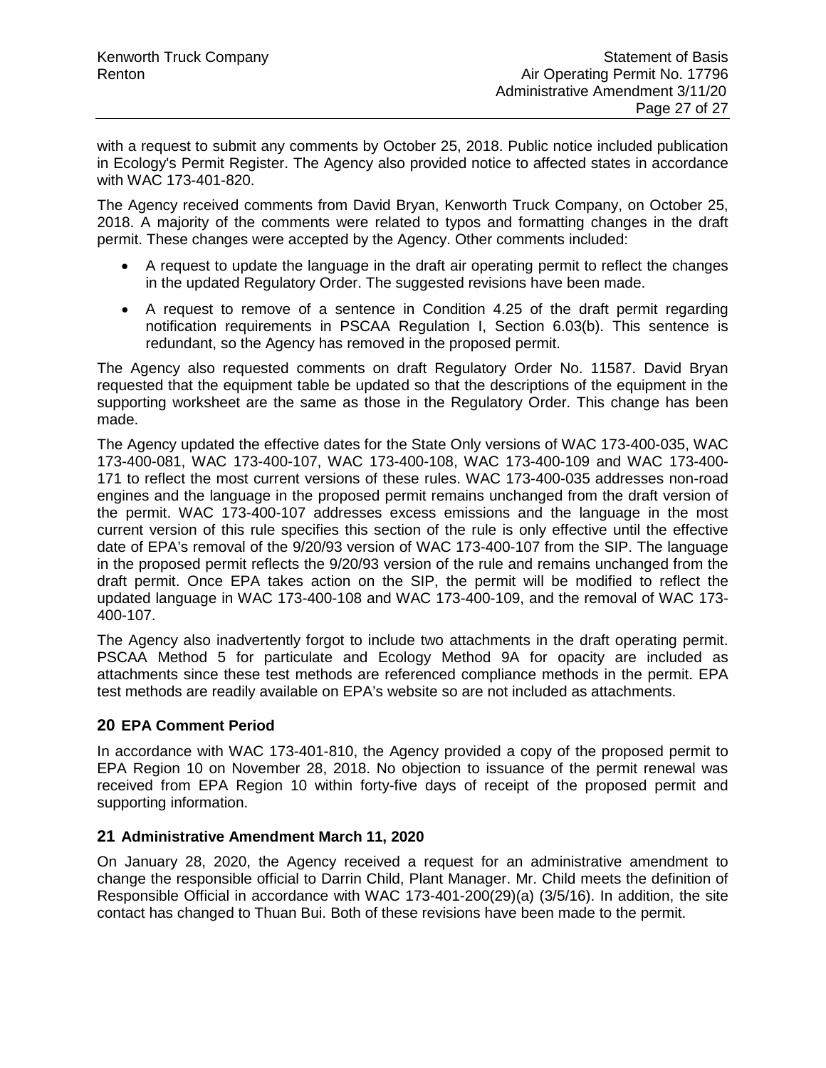with a request to submit any comments by October 25, 2018. Public notice included publication in Ecology's Permit Register. The Agency also provided notice to affected states in accordance with WAC 173-401-820.

The Agency received comments from David Bryan, Kenworth Truck Company, on October 25, 2018. A majority of the comments were related to typos and formatting changes in the draft permit. These changes were accepted by the Agency. Other comments included:

- A request to update the language in the draft air operating permit to reflect the changes in the updated Regulatory Order. The suggested revisions have been made.
- A request to remove of a sentence in Condition 4.25 of the draft permit regarding notification requirements in PSCAA Regulation I, Section 6.03(b). This sentence is redundant, so the Agency has removed in the proposed permit.

The Agency also requested comments on draft Regulatory Order No. 11587. David Bryan requested that the equipment table be updated so that the descriptions of the equipment in the supporting worksheet are the same as those in the Regulatory Order. This change has been made.

The Agency updated the effective dates for the State Only versions of WAC 173-400-035, WAC 173-400-081, WAC 173-400-107, WAC 173-400-108, WAC 173-400-109 and WAC 173-400-171 to reflect the most current versions of these rules. WAC 173-400-035 addresses non-road engines and the language in the proposed permit remains unchanged from the draft version of the permit. WAC 173-400-107 addresses excess emissions and the language in the most current version of this rule specifies this section of the rule is only effective until the effective date of EPA's removal of the 9/20/93 version of WAC 173-400-107 from the SIP. The language in the proposed permit reflects the 9/20/93 version of the rule and remains unchanged from the draft permit. Once EPA takes action on the SIP, the permit will be modified to reflect the updated language in WAC 173-400-108 and WAC 173-400-109, and the removal of WAC 173-400-107.

The Agency also inadvertently forgot to include two attachments in the draft operating permit. PSCAA Method 5 for particulate and Ecology Method 9A for opacity are included as attachments since these test methods are referenced compliance methods in the permit. EPA test methods are readily available on EPA's website so are not included as attachments.

## 20 EPA Comment Period

In accordance with WAC 173-401-810, the Agency provided a copy of the proposed permit to EPA Region 10 on November 28, 2018. No objection to issuance of the permit renewal was received from EPA Region 10 within forty-five days of receipt of the proposed permit and supporting information.

## 21 Administrative Amendment March 11, 2020

On January 28, 2020, the Agency received a request for an administrative amendment to change the responsible official to Darrin Child, Plant Manager. Mr. Child meets the definition of Responsible Official in accordance with WAC 173-401-200(29)(a) (3/5/16). In addition, the site contact has changed to Thuan Bui. Both of these revisions have been made to the permit.